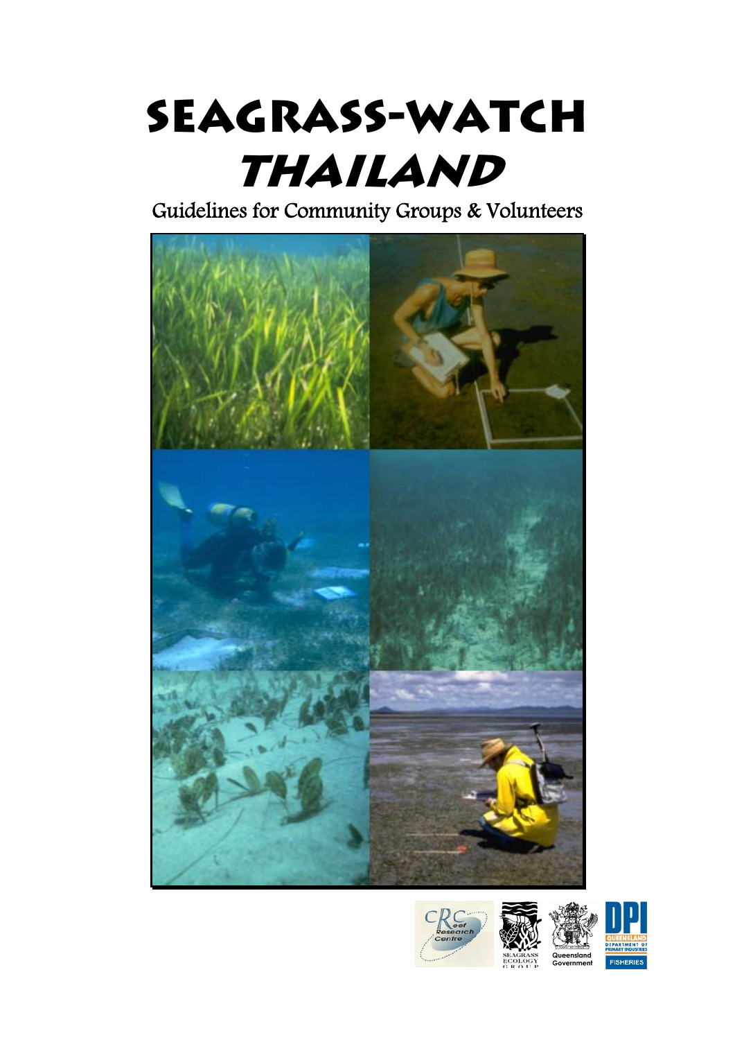# SEAGRASS-WATCH *THAILAND*

Guidelines for Community Groups & Volunteers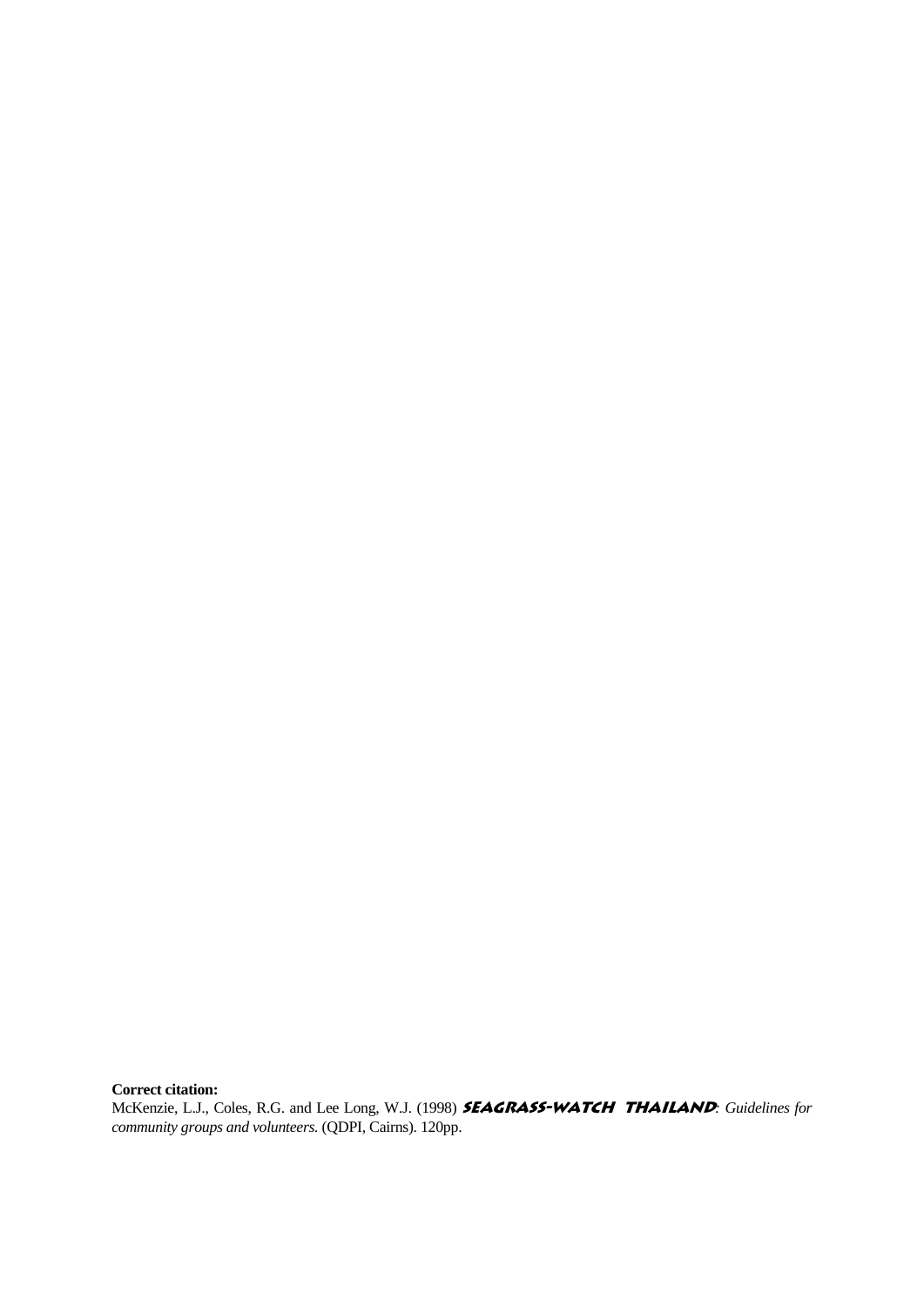**Correct citation:**

McKenzie, L.J., Coles, R.G. and Lee Long, W.J. (1998) **SEAGRASS-WATCH THAILAND**: *Guidelines for community groups and volunteers.* (QDPI, Cairns). 120pp.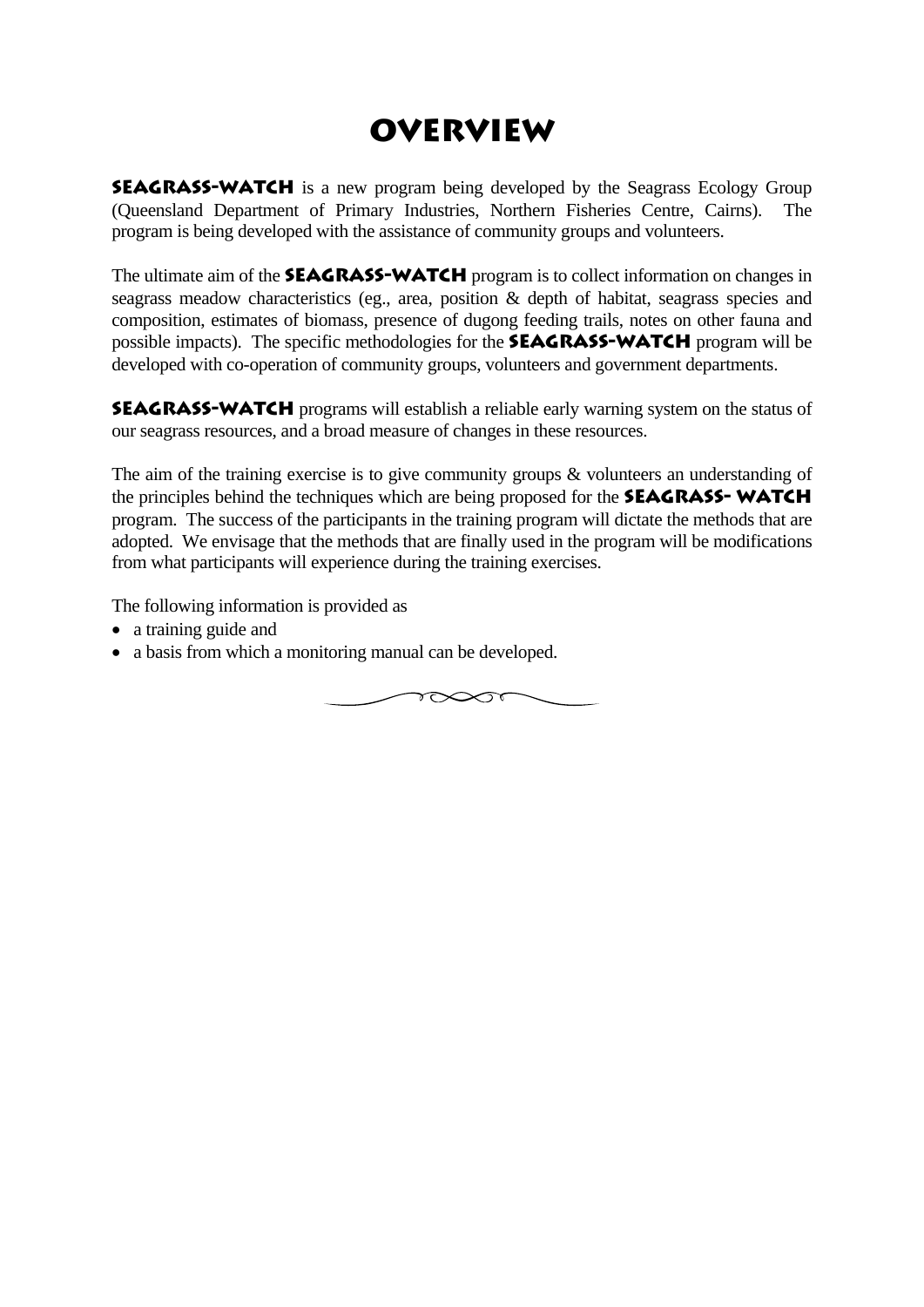# Overview

**SEAGRASS-WATCH** is a new program being developed by the Seagrass Ecology Group (Queensland Department of Primary Industries, Northern Fisheries Centre, Cairns). The program is being developed with the assistance of community groups and volunteers.

The ultimate aim of the **SEAGRASS-WATCH** program is to collect information on changes in seagrass meadow characteristics (eg., area, position & depth of habitat, seagrass species and composition, estimates of biomass, presence of dugong feeding trails, notes on other fauna and possible impacts). The specific methodologies for the **SEAGRASS-WATCH** program will be developed with co-operation of community groups, volunteers and government departments.

**SEAGRASS-WATCH** programs will establish a reliable early warning system on the status of our seagrass resources, and a broad measure of changes in these resources.

The aim of the training exercise is to give community groups & volunteers an understanding of the principles behind the techniques which are being proposed for the **SEAGRASS- WATCH** program. The success of the participants in the training program will dictate the methods that are adopted. We envisage that the methods that are finally used in the program will be modifications from what participants will experience during the training exercises.

The following information is provided as

- a training guide and
- a basis from which a monitoring manual can be developed.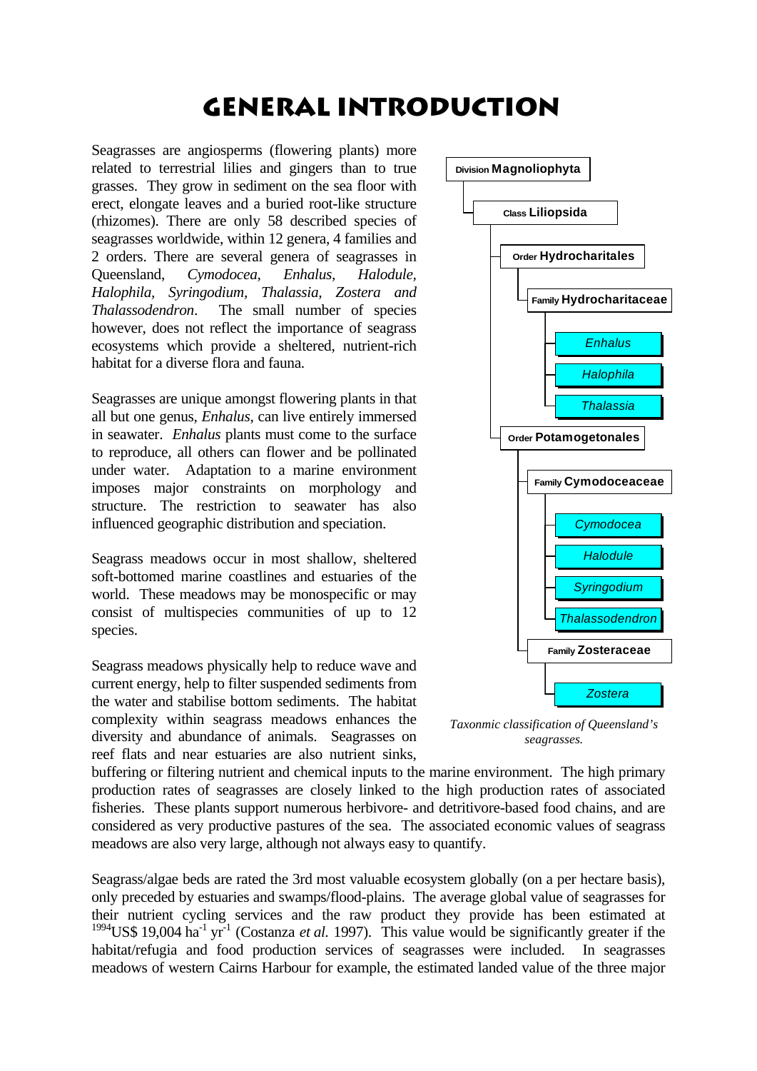# GENERAL INTRODUCTION

Seagrasses are angiosperms (flowering plants) more related to terrestrial lilies and gingers than to true grasses. They grow in sediment on the sea floor with erect, elongate leaves and a buried root-like structure (rhizomes). There are only 58 described species of seagrasses worldwide, within 12 genera, 4 families and 2 orders. There are several genera of seagrasses in Queensland, *Cymodocea, Enhalus, Halodule, Halophila, Syringodium, Thalassia, Zostera and Thalassodendron*. The small number of species however, does not reflect the importance of seagrass ecosystems which provide a sheltered, nutrient-rich habitat for a diverse flora and fauna.

Seagrasses are unique amongst flowering plants in that all but one genus, *Enhalus*, can live entirely immersed in seawater. *Enhalus* plants must come to the surface to reproduce, all others can flower and be pollinated under water. Adaptation to a marine environment imposes major constraints on morphology and structure. The restriction to seawater has also influenced geographic distribution and speciation.

Seagrass meadows occur in most shallow, sheltered soft-bottomed marine coastlines and estuaries of the world. These meadows may be monospecific or may consist of multispecies communities of up to 12 species.

- Division **Magnoliophyta**
  - Class **Liliopsida**
    - Order **Hydrocharitales**
      - Family **Hydrocharitaceae**
        - *Enhalus*
        - *Halophila*
        - *Thalassia*
    - Order **Potamogetonales**
      - Family **Cymodoceaceae**
        - *Cymodocea*
        - *Halodule*
        - *Syringodium*
        - *Thalassodendron*
      - Family **Zosteraceae**
        - *Zostera*

*Taxonmic classification of Queensland's seagrasses.*

Seagrass meadows physically help to reduce wave and current energy, help to filter suspended sediments from the water and stabilise bottom sediments. The habitat complexity within seagrass meadows enhances the diversity and abundance of animals. Seagrasses on reef flats and near estuaries are also nutrient sinks, buffering or filtering nutrient and chemical inputs to the marine environment. The high primary production rates of seagrasses are closely linked to the high production rates of associated fisheries. These plants support numerous herbivore- and detritivore-based food chains, and are considered as very productive pastures of the sea. The associated economic values of seagrass meadows are also very large, although not always easy to quantify.

Seagrass/algae beds are rated the 3rd most valuable ecosystem globally (on a per hectare basis), only preceded by estuaries and swamps/flood-plains. The average global value of seagrasses for their nutrient cycling services and the raw product they provide has been estimated at $^{1994}$US\$ 19,004 ha$^{-1}$ yr$^{-1}$ (Costanza *et al.* 1997). This value would be significantly greater if the habitat/refugia and food production services of seagrasses were included. In seagrasses meadows of western Cairns Harbour for example, the estimated landed value of the three major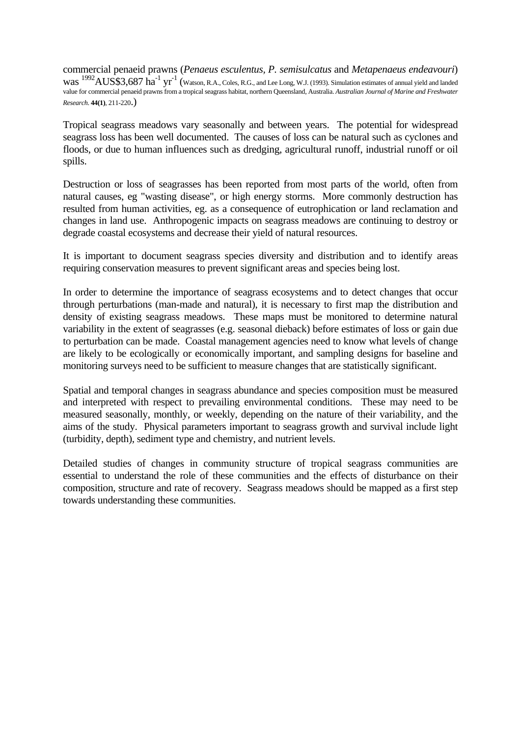commercial penaeid prawns (*Penaeus esculentus, P. semisulcatus* and *Metapenaeus endeavouri*) was $^{1992}$AUS\$3,687 $ha^{-1}$ $yr^{-1}$ (Watson, R.A., Coles, R.G., and Lee Long, W.J. (1993). Simulation estimates of annual yield and landed value for commercial penaeid prawns from a tropical seagrass habitat, northern Queensland, Australia. *Australian Journal of Marine and Freshwater Research.* **44(1)**, 211-220.)

Tropical seagrass meadows vary seasonally and between years. The potential for widespread seagrass loss has been well documented. The causes of loss can be natural such as cyclones and floods, or due to human influences such as dredging, agricultural runoff, industrial runoff or oil spills.

Destruction or loss of seagrasses has been reported from most parts of the world, often from natural causes, eg "wasting disease", or high energy storms. More commonly destruction has resulted from human activities, eg. as a consequence of eutrophication or land reclamation and changes in land use. Anthropogenic impacts on seagrass meadows are continuing to destroy or degrade coastal ecosystems and decrease their yield of natural resources.

It is important to document seagrass species diversity and distribution and to identify areas requiring conservation measures to prevent significant areas and species being lost.

In order to determine the importance of seagrass ecosystems and to detect changes that occur through perturbations (man-made and natural), it is necessary to first map the distribution and density of existing seagrass meadows. These maps must be monitored to determine natural variability in the extent of seagrasses (e.g. seasonal dieback) before estimates of loss or gain due to perturbation can be made. Coastal management agencies need to know what levels of change are likely to be ecologically or economically important, and sampling designs for baseline and monitoring surveys need to be sufficient to measure changes that are statistically significant.

Spatial and temporal changes in seagrass abundance and species composition must be measured and interpreted with respect to prevailing environmental conditions. These may need to be measured seasonally, monthly, or weekly, depending on the nature of their variability, and the aims of the study. Physical parameters important to seagrass growth and survival include light (turbidity, depth), sediment type and chemistry, and nutrient levels.

Detailed studies of changes in community structure of tropical seagrass communities are essential to understand the role of these communities and the effects of disturbance on their composition, structure and rate of recovery. Seagrass meadows should be mapped as a first step towards understanding these communities.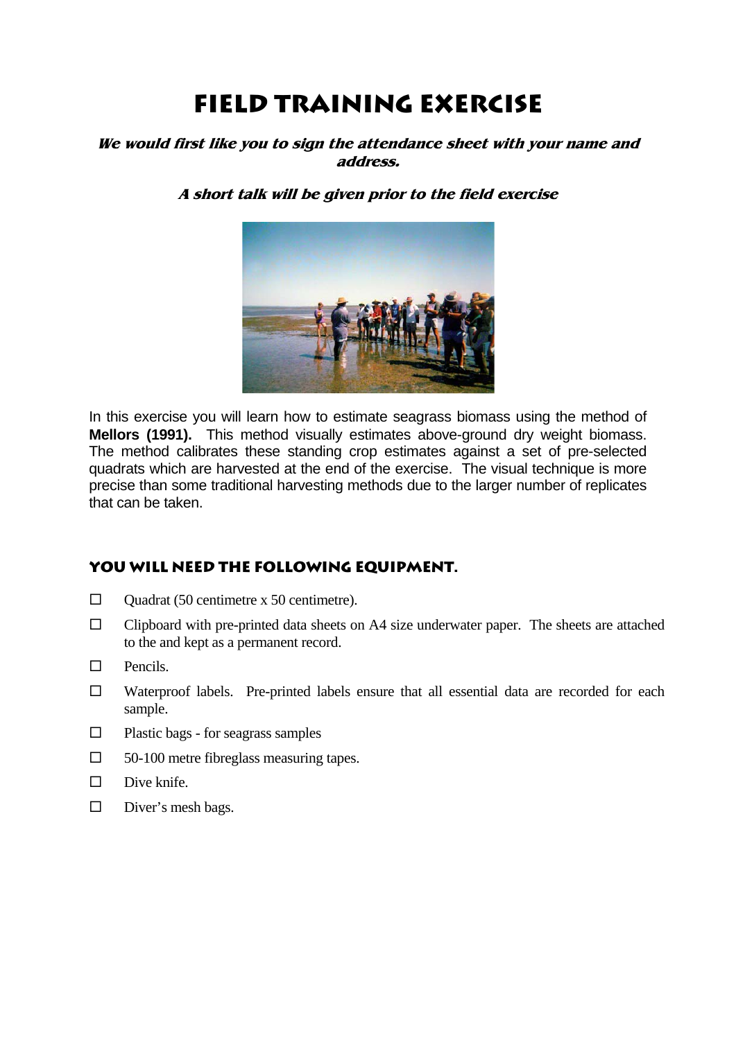# Field Training Exercise

***We would first like you to sign the attendance sheet with your name and address.***

***A short talk will be given prior to the field exercise***

In this exercise you will learn how to estimate seagrass biomass using the method of **Mellors (1991).** This method visually estimates above-ground dry weight biomass. The method calibrates these standing crop estimates against a set of pre-selected quadrats which are harvested at the end of the exercise. The visual technique is more precise than some traditional harvesting methods due to the larger number of replicates that can be taken.

## You will need the following equipment.

- ☐ Quadrat (50 centimetre x 50 centimetre).
- ☐ Clipboard with pre-printed data sheets on A4 size underwater paper. The sheets are attached to the and kept as a permanent record.
- ☐ Pencils.
- ☐ Waterproof labels. Pre-printed labels ensure that all essential data are recorded for each sample.
- ☐ Plastic bags - for seagrass samples
- ☐ 50-100 metre fibreglass measuring tapes.
- ☐ Dive knife.
- ☐ Diver's mesh bags.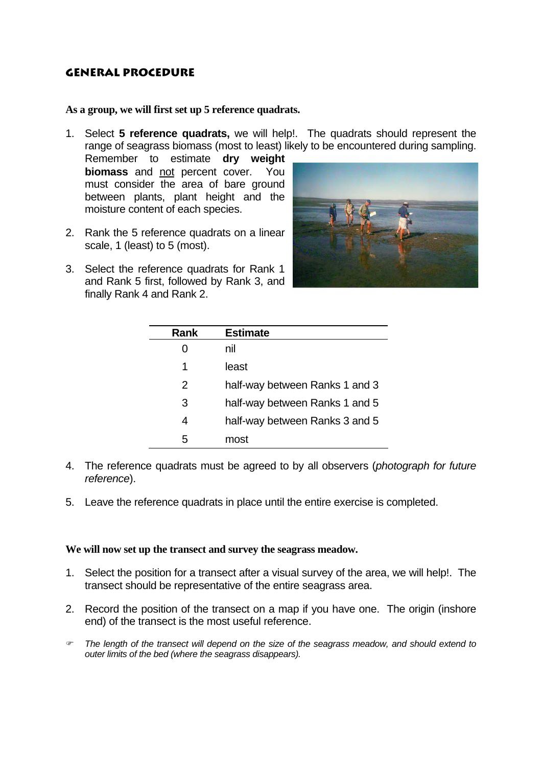## General Procedure

**As a group, we will first set up 5 reference quadrats.**

1. Select **5 reference quadrats,** we will help!. The quadrats should represent the range of seagrass biomass (most to least) likely to be encountered during sampling. Remember to estimate **dry weight biomass** and not percent cover. You must consider the area of bare ground between plants, plant height and the moisture content of each species.

2. Rank the 5 reference quadrats on a linear scale, 1 (least) to 5 (most).

3. Select the reference quadrats for Rank 1 and Rank 5 first, followed by Rank 3, and finally Rank 4 and Rank 2.

| Rank | Estimate |
|---|---|
| 0 | nil |
| 1 | least |
| 2 | half-way between Ranks 1 and 3 |
| 3 | half-way between Ranks 1 and 5 |
| 4 | half-way between Ranks 3 and 5 |
| 5 | most |

4. The reference quadrats must be agreed to by all observers (*photograph for future reference*).

5. Leave the reference quadrats in place until the entire exercise is completed.

**We will now set up the transect and survey the seagrass meadow.**

1. Select the position for a transect after a visual survey of the area, we will help!. The transect should be representative of the entire seagrass area.

2. Record the position of the transect on a map if you have one. The origin (inshore end) of the transect is the most useful reference.

☞ *The length of the transect will depend on the size of the seagrass meadow, and should extend to outer limits of the bed (where the seagrass disappears).*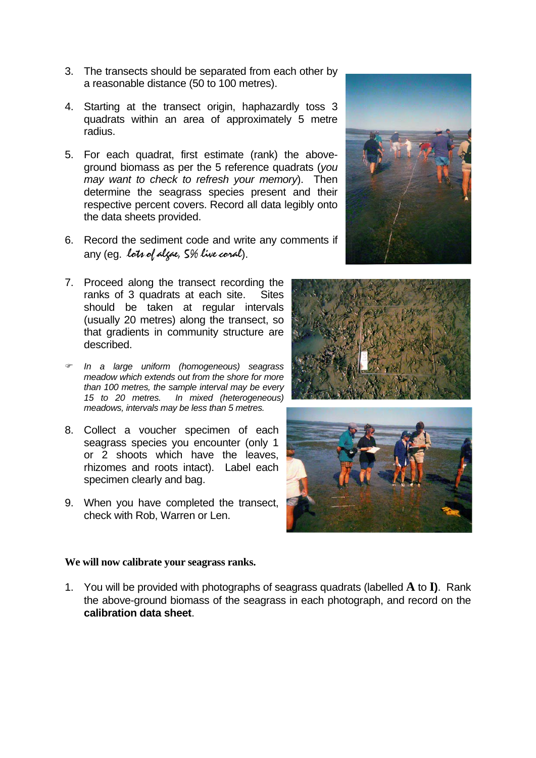3. The transects should be separated from each other by a reasonable distance (50 to 100 metres).

4. Starting at the transect origin, haphazardly toss 3 quadrats within an area of approximately 5 metre radius.

5. For each quadrat, first estimate (rank) the above-ground biomass as per the 5 reference quadrats (*you may want to check to refresh your memory*). Then determine the seagrass species present and their respective percent covers. Record all data legibly onto the data sheets provided.

6. Record the sediment code and write any comments if any (eg. *lots of algae, 5% live coral*).

7. Proceed along the transect recording the ranks of 3 quadrats at each site. Sites should be taken at regular intervals (usually 20 metres) along the transect, so that gradients in community structure are described.

☞ *In a large uniform (homogeneous) seagrass meadow which extends out from the shore for more than 100 metres, the sample interval may be every 15 to 20 metres. In mixed (heterogeneous) meadows, intervals may be less than 5 metres.*

8. Collect a voucher specimen of each seagrass species you encounter (only 1 or 2 shoots which have the leaves, rhizomes and roots intact). Label each specimen clearly and bag.

9. When you have completed the transect, check with Rob, Warren or Len.

**We will now calibrate your seagrass ranks.**

1. You will be provided with photographs of seagrass quadrats (labelled **A** to **I**). Rank the above-ground biomass of the seagrass in each photograph, and record on the **calibration data sheet**.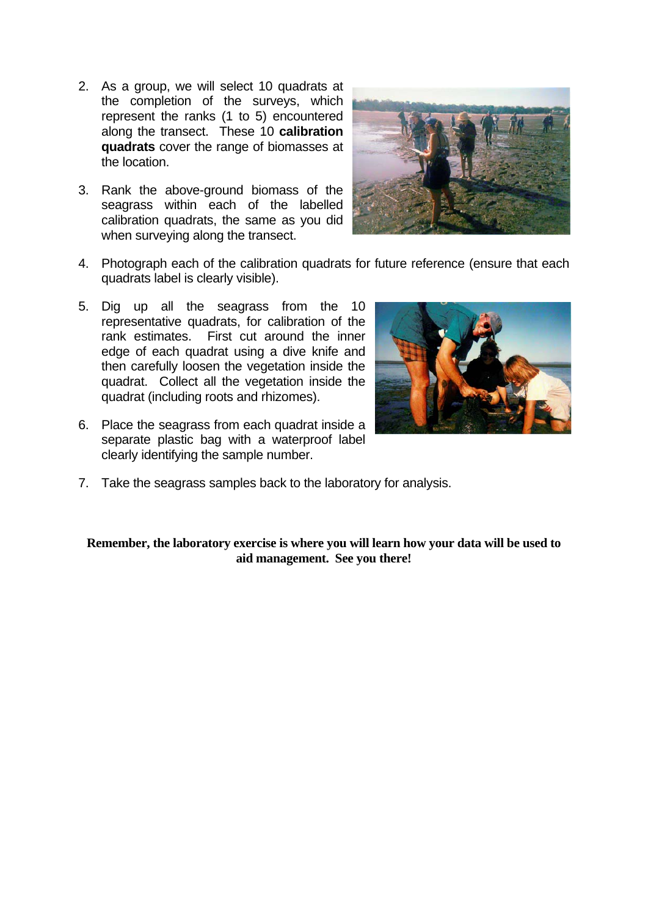2. As a group, we will select 10 quadrats at the completion of the surveys, which represent the ranks (1 to 5) encountered along the transect. These 10 **calibration quadrats** cover the range of biomasses at the location.

3. Rank the above-ground biomass of the seagrass within each of the labelled calibration quadrats, the same as you did when surveying along the transect.

4. Photograph each of the calibration quadrats for future reference (ensure that each quadrats label is clearly visible).

5. Dig up all the seagrass from the 10 representative quadrats, for calibration of the rank estimates. First cut around the inner edge of each quadrat using a dive knife and then carefully loosen the vegetation inside the quadrat. Collect all the vegetation inside the quadrat (including roots and rhizomes).

6. Place the seagrass from each quadrat inside a separate plastic bag with a waterproof label clearly identifying the sample number.

7. Take the seagrass samples back to the laboratory for analysis.

**Remember, the laboratory exercise is where you will learn how your data will be used to aid management. See you there!**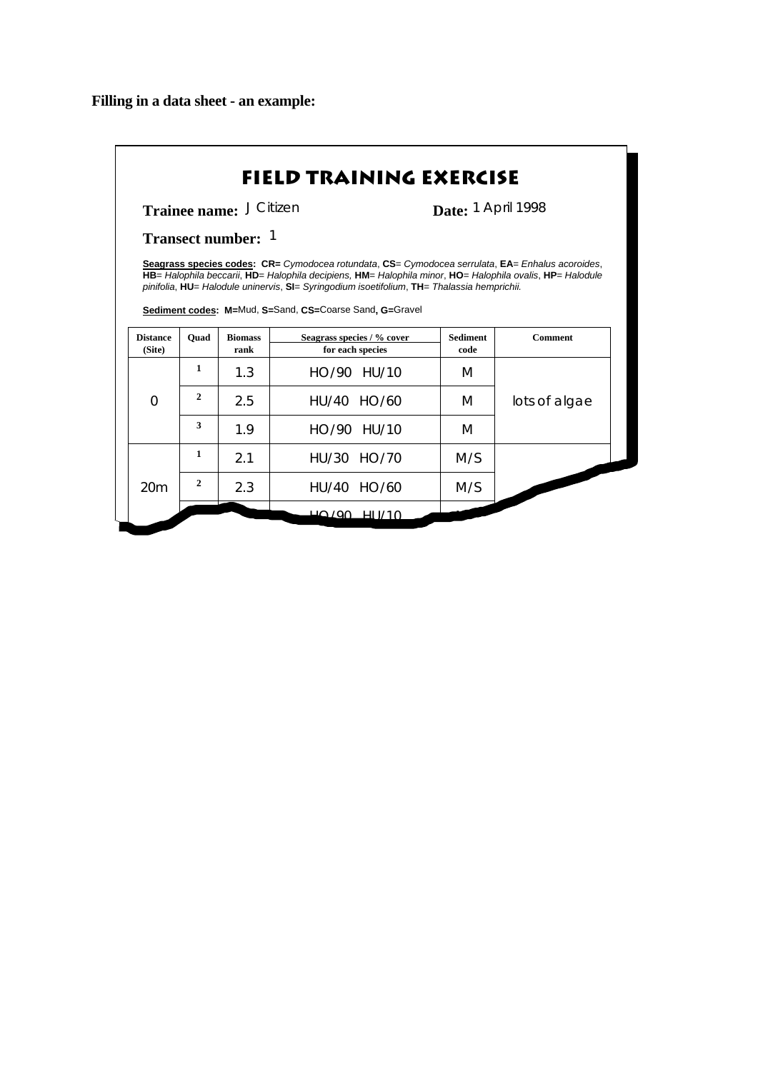**Filling in a data sheet - an example:**

# FIELD TRAINING EXERCISE

**Trainee name:** J Citizen **Date:** 1 April 1998

**Transect number:** 1

**Seagrass species codes: CR=** *Cymodocea rotundata*, **CS**= *Cymodocea serrulata*, **EA**= *Enhalus acoroides*, **HB**= *Halophila beccarii*, **HD**= *Halophila decipiens*, **HM**= *Halophila minor*, **HO**= *Halophila ovalis*, **HP**= *Halodule pinifolia*, **HU**= *Halodule uninervis*, **SI**= *Syringodium isoetifolium*, **TH**= *Thalassia hemprichii.*

**Sediment codes: M=**Mud, **S=**Sand, **CS=**Coarse Sand**, G=**Gravel

| Distance (Site) | Quad | Biomass rank | Seagrass species / % cover for each species | Sediment code | Comment |
|---|---|---|---|---|---|
| 0 | 1 | 1.3 | HO/90 HU/10 | M | lots of algae |
| | 2 | 2.5 | HU/40 HO/60 | M | |
| | 3 | 1.9 | HO/90 HU/10 | M | |
| 20m | 1 | 2.1 | HU/30 HO/70 | M/S | |
| | 2 | 2.3 | HU/40 HO/60 | M/S | |
| | | | HO/90 HU/10 | | |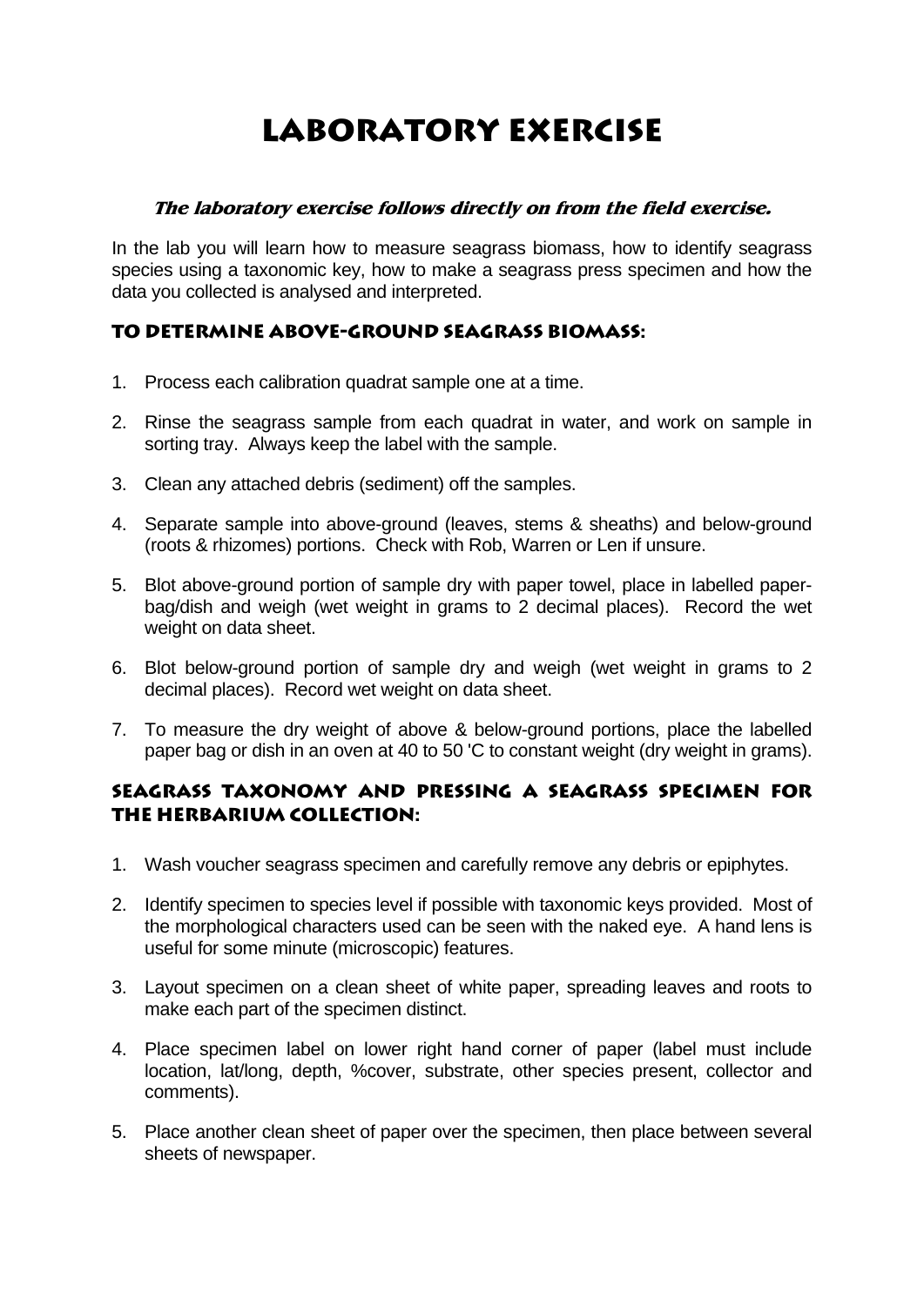# LABORATORY EXERCISE

***The laboratory exercise follows directly on from the field exercise.***

In the lab you will learn how to measure seagrass biomass, how to identify seagrass species using a taxonomic key, how to make a seagrass press specimen and how the data you collected is analysed and interpreted.

## TO DETERMINE ABOVE-GROUND SEAGRASS BIOMASS:

1. Process each calibration quadrat sample one at a time.
2. Rinse the seagrass sample from each quadrat in water, and work on sample in sorting tray. Always keep the label with the sample.
3. Clean any attached debris (sediment) off the samples.
4. Separate sample into above-ground (leaves, stems & sheaths) and below-ground (roots & rhizomes) portions. Check with Rob, Warren or Len if unsure.
5. Blot above-ground portion of sample dry with paper towel, place in labelled paper-bag/dish and weigh (wet weight in grams to 2 decimal places). Record the wet weight on data sheet.
6. Blot below-ground portion of sample dry and weigh (wet weight in grams to 2 decimal places). Record wet weight on data sheet.
7. To measure the dry weight of above & below-ground portions, place the labelled paper bag or dish in an oven at 40 to 50 'C to constant weight (dry weight in grams).

## SEAGRASS TAXONOMY AND PRESSING A SEAGRASS SPECIMEN FOR THE HERBARIUM COLLECTION:

1. Wash voucher seagrass specimen and carefully remove any debris or epiphytes.
2. Identify specimen to species level if possible with taxonomic keys provided. Most of the morphological characters used can be seen with the naked eye. A hand lens is useful for some minute (microscopic) features.
3. Layout specimen on a clean sheet of white paper, spreading leaves and roots to make each part of the specimen distinct.
4. Place specimen label on lower right hand corner of paper (label must include location, lat/long, depth, %cover, substrate, other species present, collector and comments).
5. Place another clean sheet of paper over the specimen, then place between several sheets of newspaper.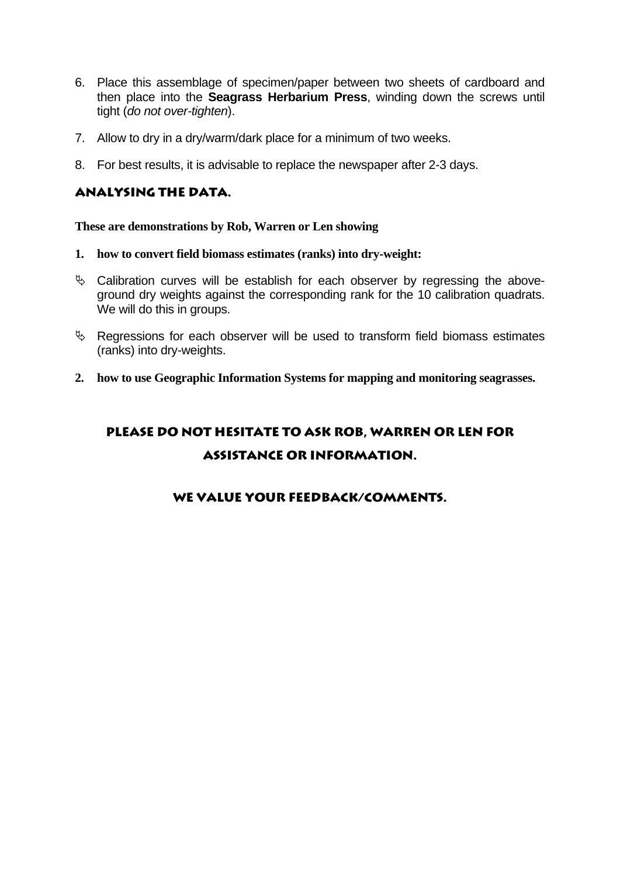6. Place this assemblage of specimen/paper between two sheets of cardboard and then place into the **Seagrass Herbarium Press**, winding down the screws until tight (*do not over-tighten*).

7. Allow to dry in a dry/warm/dark place for a minimum of two weeks.

8. For best results, it is advisable to replace the newspaper after 2-3 days.

## ANALYSING THE DATA.

**These are demonstrations by Rob, Warren or Len showing**

1. **how to convert field biomass estimates (ranks) into dry-weight:**

- Calibration curves will be establish for each observer by regressing the above-ground dry weights against the corresponding rank for the 10 calibration quadrats. We will do this in groups.

- Regressions for each observer will be used to transform field biomass estimates (ranks) into dry-weights.

2. **how to use Geographic Information Systems for mapping and monitoring seagrasses.**

## PLEASE DO NOT HESITATE TO ASK ROB, WARREN OR LEN FOR ASSISTANCE OR INFORMATION.

### WE VALUE YOUR FEEDBACK/COMMENTS.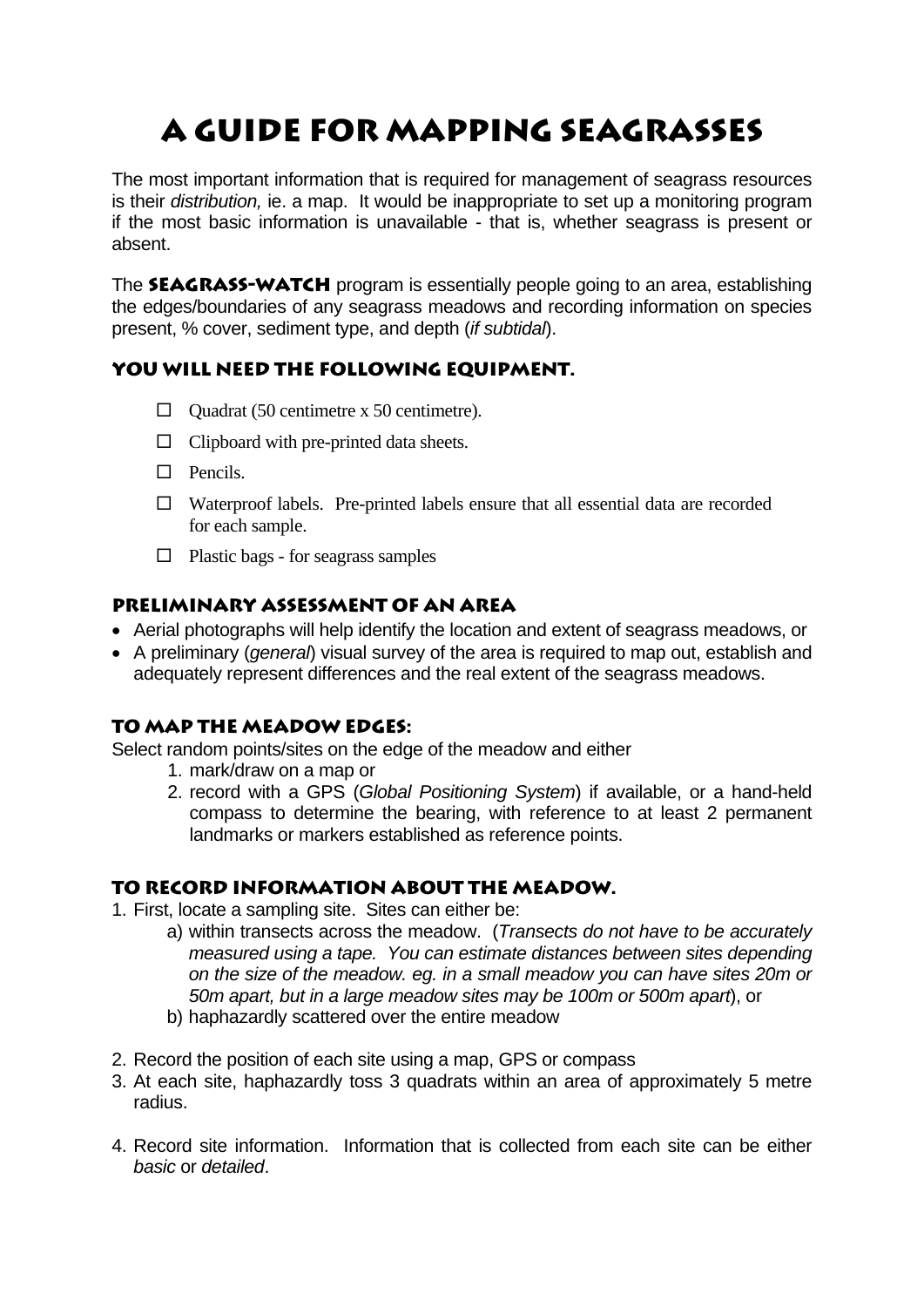# A GUIDE FOR MAPPING SEAGRASSES

The most important information that is required for management of seagrass resources is their *distribution,* ie. a map. It would be inappropriate to set up a monitoring program if the most basic information is unavailable - that is, whether seagrass is present or absent.

The **SEAGRASS-WATCH** program is essentially people going to an area, establishing the edges/boundaries of any seagrass meadows and recording information on species present, % cover, sediment type, and depth (*if subtidal*).

### YOU WILL NEED THE FOLLOWING EQUIPMENT.

- ☐ Quadrat (50 centimetre x 50 centimetre).
- ☐ Clipboard with pre-printed data sheets.
- ☐ Pencils.
- ☐ Waterproof labels. Pre-printed labels ensure that all essential data are recorded for each sample.
- ☐ Plastic bags - for seagrass samples

### PRELIMINARY ASSESSMENT OF AN AREA

- Aerial photographs will help identify the location and extent of seagrass meadows, or
- A preliminary (*general*) visual survey of the area is required to map out, establish and adequately represent differences and the real extent of the seagrass meadows.

### TO MAP THE MEADOW EDGES:

Select random points/sites on the edge of the meadow and either

1. mark/draw on a map or
2. record with a GPS (*Global Positioning System*) if available, or a hand-held compass to determine the bearing, with reference to at least 2 permanent landmarks or markers established as reference points.

### TO RECORD INFORMATION ABOUT THE MEADOW.

1. First, locate a sampling site. Sites can either be:
   a) within transects across the meadow. (*Transects do not have to be accurately measured using a tape. You can estimate distances between sites depending on the size of the meadow. eg. in a small meadow you can have sites 20m or 50m apart, but in a large meadow sites may be 100m or 500m apart*), or
   b) haphazardly scattered over the entire meadow

2. Record the position of each site using a map, GPS or compass
3. At each site, haphazardly toss 3 quadrats within an area of approximately 5 metre radius.

4. Record site information. Information that is collected from each site can be either *basic* or *detailed*.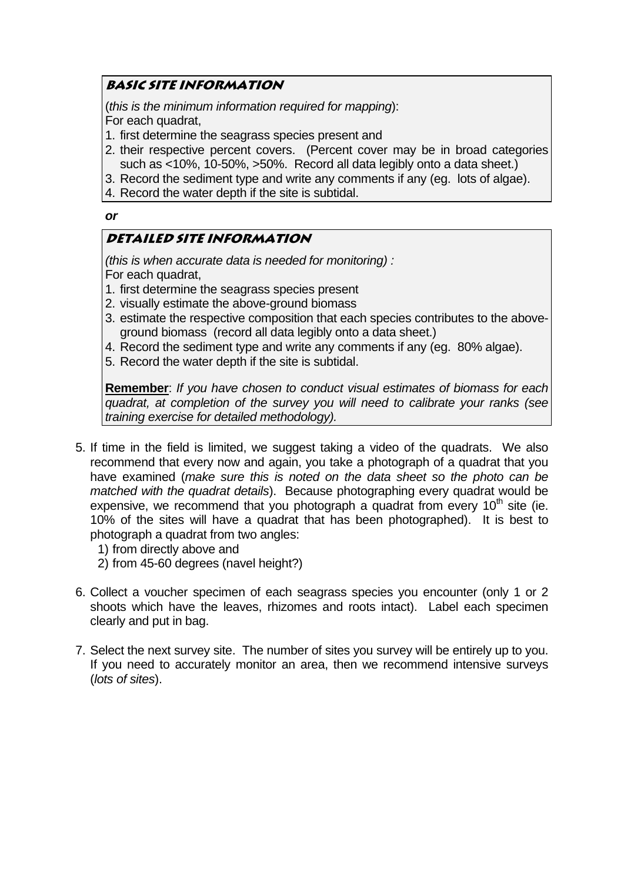#### BASIC SITE INFORMATION

(*this is the minimum information required for mapping*):
For each quadrat,

1. first determine the seagrass species present and
2. their respective percent covers. (Percent cover may be in broad categories such as <10%, 10-50%, >50%. Record all data legibly onto a data sheet.)
3. Record the sediment type and write any comments if any (eg. lots of algae).
4. Record the water depth if the site is subtidal.

***or***

#### DETAILED SITE INFORMATION

*(this is when accurate data is needed for monitoring) :*
For each quadrat,

1. first determine the seagrass species present
2. visually estimate the above-ground biomass
3. estimate the respective composition that each species contributes to the above-ground biomass (record all data legibly onto a data sheet.)
4. Record the sediment type and write any comments if any (eg. 80% algae).
5. Record the water depth if the site is subtidal.

**Remember**: *If you have chosen to conduct visual estimates of biomass for each quadrat, at completion of the survey you will need to calibrate your ranks (see training exercise for detailed methodology).*

5. If time in the field is limited, we suggest taking a video of the quadrats. We also recommend that every now and again, you take a photograph of a quadrat that you have examined (*make sure this is noted on the data sheet so the photo can be matched with the quadrat details*). Because photographing every quadrat would be expensive, we recommend that you photograph a quadrat from every 10$^{th}$ site (ie. 10% of the sites will have a quadrat that has been photographed). It is best to photograph a quadrat from two angles:
   1) from directly above and
   2) from 45-60 degrees (navel height?)

6. Collect a voucher specimen of each seagrass species you encounter (only 1 or 2 shoots which have the leaves, rhizomes and roots intact). Label each specimen clearly and put in bag.

7. Select the next survey site. The number of sites you survey will be entirely up to you. If you need to accurately monitor an area, then we recommend intensive surveys (*lots of sites*).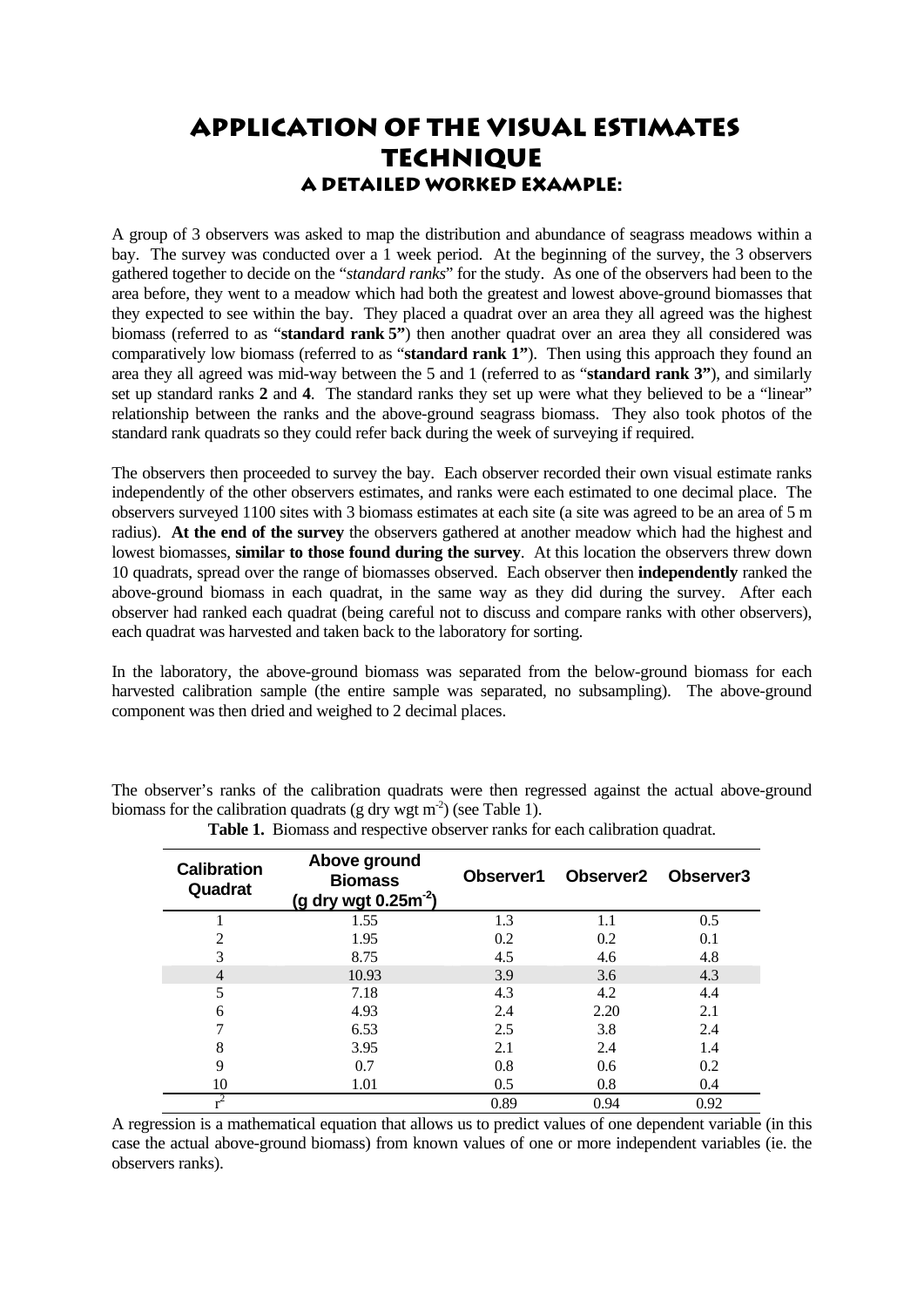# Application of the Visual Estimates Technique

## A Detailed Worked Example:

A group of 3 observers was asked to map the distribution and abundance of seagrass meadows within a bay. The survey was conducted over a 1 week period. At the beginning of the survey, the 3 observers gathered together to decide on the "*standard ranks*" for the study. As one of the observers had been to the area before, they went to a meadow which had both the greatest and lowest above-ground biomasses that they expected to see within the bay. They placed a quadrat over an area they all agreed was the highest biomass (referred to as "**standard rank 5"**) then another quadrat over an area they all considered was comparatively low biomass (referred to as "**standard rank 1"**). Then using this approach they found an area they all agreed was mid-way between the 5 and 1 (referred to as "**standard rank 3"**), and similarly set up standard ranks **2** and **4**. The standard ranks they set up were what they believed to be a "linear" relationship between the ranks and the above-ground seagrass biomass. They also took photos of the standard rank quadrats so they could refer back during the week of surveying if required.

The observers then proceeded to survey the bay. Each observer recorded their own visual estimate ranks independently of the other observers estimates, and ranks were each estimated to one decimal place. The observers surveyed 1100 sites with 3 biomass estimates at each site (a site was agreed to be an area of 5 m radius). **At the end of the survey** the observers gathered at another meadow which had the highest and lowest biomasses, **similar to those found during the survey**. At this location the observers threw down 10 quadrats, spread over the range of biomasses observed. Each observer then **independently** ranked the above-ground biomass in each quadrat, in the same way as they did during the survey. After each observer had ranked each quadrat (being careful not to discuss and compare ranks with other observers), each quadrat was harvested and taken back to the laboratory for sorting.

In the laboratory, the above-ground biomass was separated from the below-ground biomass for each harvested calibration sample (the entire sample was separated, no subsampling). The above-ground component was then dried and weighed to 2 decimal places.

The observer's ranks of the calibration quadrats were then regressed against the actual above-ground biomass for the calibration quadrats (g dry wgt $m^{-2}$) (see Table 1).

**Table 1.** Biomass and respective observer ranks for each calibration quadrat.

| Calibration Quadrat | Above ground Biomass (g dry wgt $0.25m^{-2}$) | Observer1 | Observer2 | Observer3 |
|---|---|---|---|---|
| 1 | 1.55 | 1.3 | 1.1 | 0.5 |
| 2 | 1.95 | 0.2 | 0.2 | 0.1 |
| 3 | 8.75 | 4.5 | 4.6 | 4.8 |
| 4 | 10.93 | 3.9 | 3.6 | 4.3 |
| 5 | 7.18 | 4.3 | 4.2 | 4.4 |
| 6 | 4.93 | 2.4 | 2.20 | 2.1 |
| 7 | 6.53 | 2.5 | 3.8 | 2.4 |
| 8 | 3.95 | 2.1 | 2.4 | 1.4 |
| 9 | 0.7 | 0.8 | 0.6 | 0.2 |
| 10 | 1.01 | 0.5 | 0.8 | 0.4 |
| $r^2$ | | 0.89 | 0.94 | 0.92 |

A regression is a mathematical equation that allows us to predict values of one dependent variable (in this case the actual above-ground biomass) from known values of one or more independent variables (ie. the observers ranks).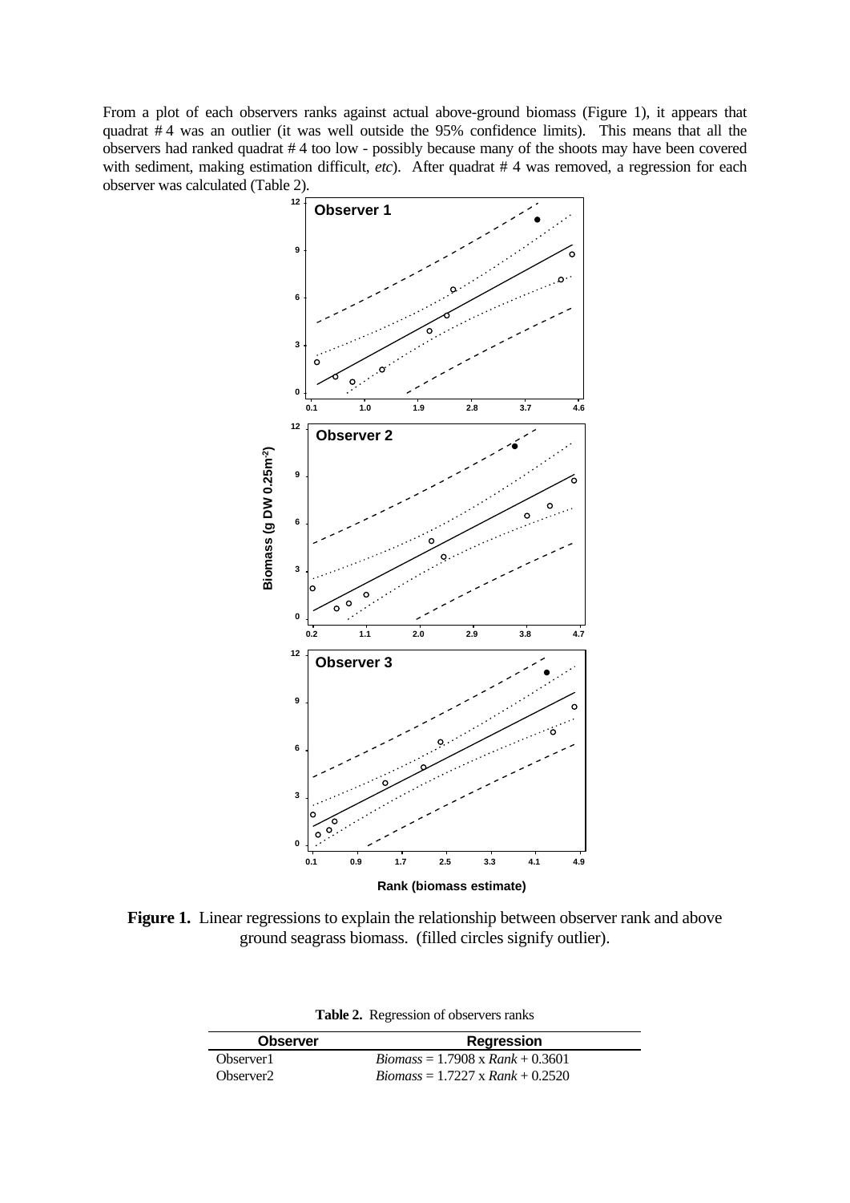From a plot of each observers ranks against actual above-ground biomass (Figure 1), it appears that quadrat # 4 was an outlier (it was well outside the 95% confidence limits). This means that all the observers had ranked quadrat # 4 too low - possibly because many of the shoots may have been covered with sediment, making estimation difficult, *etc*). After quadrat # 4 was removed, a regression for each observer was calculated (Table 2).

**Figure 1.** Linear regressions to explain the relationship between observer rank and above ground seagrass biomass. (filled circles signify outlier).

**Table 2.** Regression of observers ranks

| Observer | Regression |
| --- | --- |
| Observer1 | *Biomass* = 1.7908 x *Rank* + 0.3601 |
| Observer2 | *Biomass* = 1.7227 x *Rank* + 0.2520 |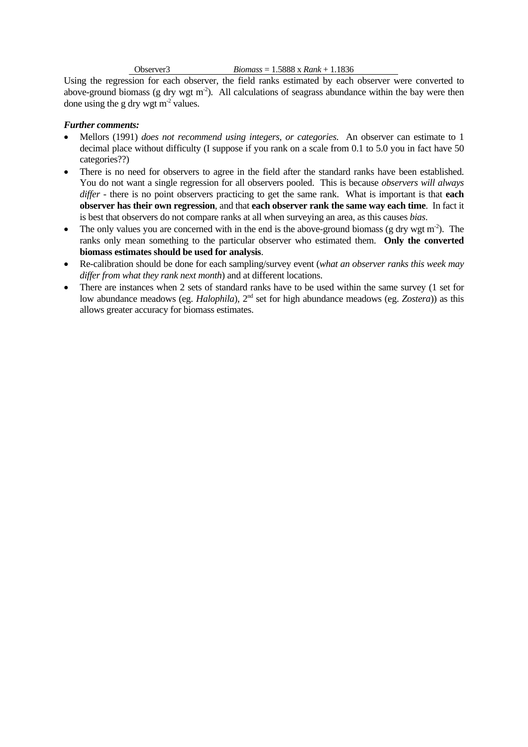| Observer3 | *Biomass* = 1.5888 x *Rank* + 1.1836 |
|---|---|

Using the regression for each observer, the field ranks estimated by each observer were converted to above-ground biomass (g dry wgt $m^{-2}$). All calculations of seagrass abundance within the bay were then done using the g dry wgt $m^{-2}$ values.

***Further comments:***

- Mellors (1991) *does not recommend using integers, or categories.* An observer can estimate to 1 decimal place without difficulty (I suppose if you rank on a scale from 0.1 to 5.0 you in fact have 50 categories??)
- There is no need for observers to agree in the field after the standard ranks have been established. You do not want a single regression for all observers pooled. This is because *observers will always differ* - there is no point observers practicing to get the same rank. What is important is that **each observer has their own regression**, and that **each observer rank the same way each time**. In fact it is best that observers do not compare ranks at all when surveying an area, as this causes *bias*.
- The only values you are concerned with in the end is the above-ground biomass (g dry wgt $m^{-2}$). The ranks only mean something to the particular observer who estimated them. **Only the converted biomass estimates should be used for analysis**.
- Re-calibration should be done for each sampling/survey event (*what an observer ranks this week may differ from what they rank next month*) and at different locations.
- There are instances when 2 sets of standard ranks have to be used within the same survey (1 set for low abundance meadows (eg. *Halophila*), 2nd set for high abundance meadows (eg. *Zostera*)) as this allows greater accuracy for biomass estimates.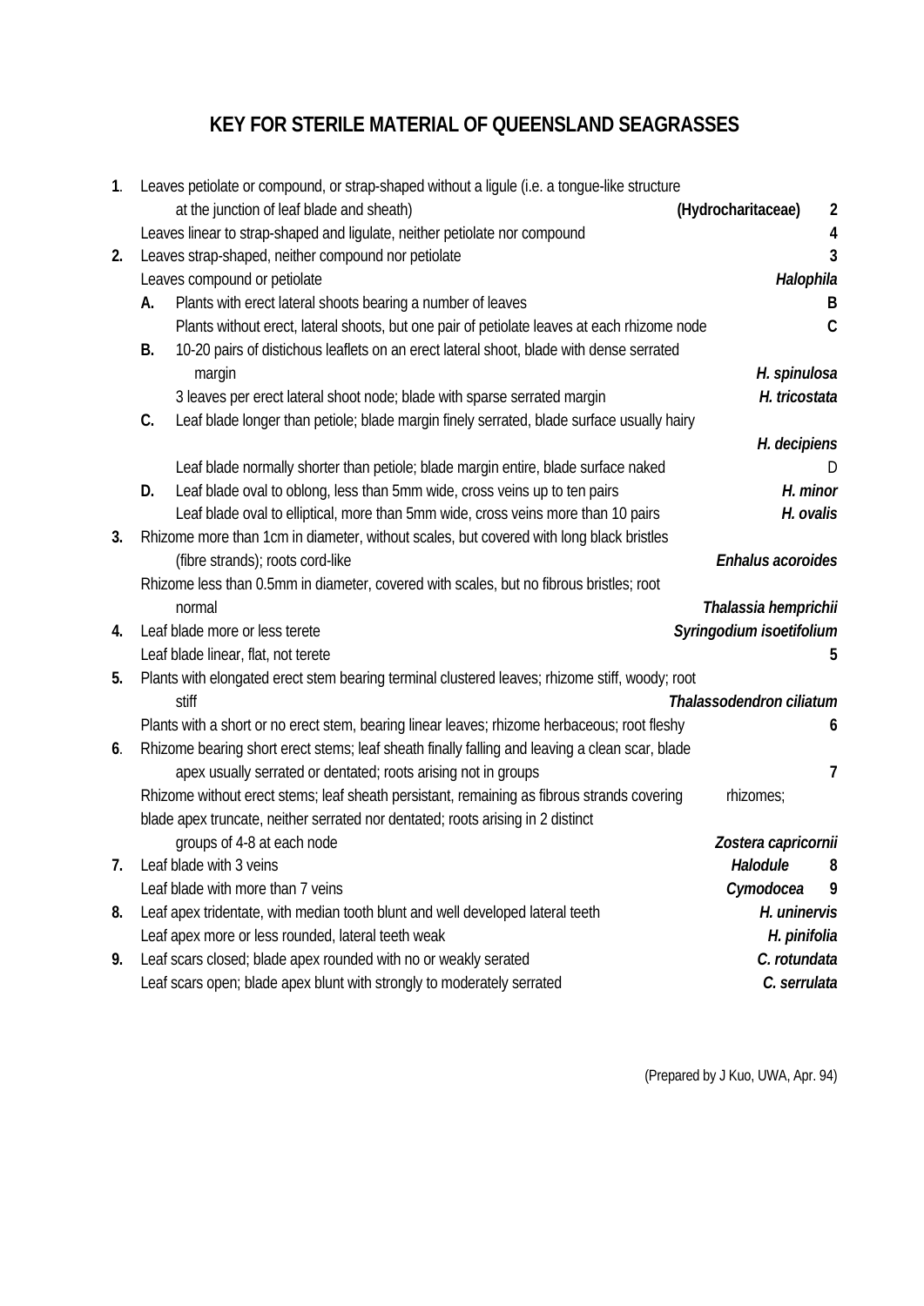# KEY FOR STERILE MATERIAL OF QUEENSLAND SEAGRASSES

**1**. Leaves petiolate or compound, or strap-shaped without a ligule (i.e. a tongue-like structure at the junction of leaf blade and sheath) **(Hydrocharitaceae)** **2**

Leaves linear to strap-shaped and ligulate, neither petiolate nor compound **4**

**2.** Leaves strap-shaped, neither compound nor petiolate **3**

Leaves compound or petiolate ***Halophila***

**A.** Plants with erect lateral shoots bearing a number of leaves **B**

Plants without erect, lateral shoots, but one pair of petiolate leaves at each rhizome node **C**

**B.** 10-20 pairs of distichous leaflets on an erect lateral shoot, blade with dense serrated margin ***H. spinulosa***

3 leaves per erect lateral shoot node; blade with sparse serrated margin ***H. tricostata***

**C.** Leaf blade longer than petiole; blade margin finely serrated, blade surface usually hairy ***H. decipiens***

Leaf blade normally shorter than petiole; blade margin entire, blade surface naked D

**D.** Leaf blade oval to oblong, less than 5mm wide, cross veins up to ten pairs ***H. minor***

Leaf blade oval to elliptical, more than 5mm wide, cross veins more than 10 pairs ***H. ovalis***

**3.** Rhizome more than 1cm in diameter, without scales, but covered with long black bristles (fibre strands); roots cord-like ***Enhalus acoroides***

Rhizome less than 0.5mm in diameter, covered with scales, but no fibrous bristles; root normal ***Thalassia hemprichii***

**4.** Leaf blade more or less terete ***Syringodium isoetifolium***

Leaf blade linear, flat, not terete **5**

**5.** Plants with elongated erect stem bearing terminal clustered leaves; rhizome stiff, woody; root stiff ***Thalassodendron ciliatum***

Plants with a short or no erect stem, bearing linear leaves; rhizome herbaceous; root fleshy **6**

**6**. Rhizome bearing short erect stems; leaf sheath finally falling and leaving a clean scar, blade apex usually serrated or dentated; roots arising not in groups **7**

Rhizome without erect stems; leaf sheath persistant, remaining as fibrous strands covering rhizomes; blade apex truncate, neither serrated nor dentated; roots arising in 2 distinct groups of 4-8 at each node ***Zostera capricornii***

**7.** Leaf blade with 3 veins ***Halodule*** **8**

Leaf blade with more than 7 veins ***Cymodocea*** **9**

**8.** Leaf apex tridentate, with median tooth blunt and well developed lateral teeth ***H. uninervis***

Leaf apex more or less rounded, lateral teeth weak ***H. pinifolia***

**9.** Leaf scars closed; blade apex rounded with no or weakly serated ***C. rotundata***

Leaf scars open; blade apex blunt with strongly to moderately serrated ***C. serrulata***

(Prepared by J Kuo, UWA, Apr. 94)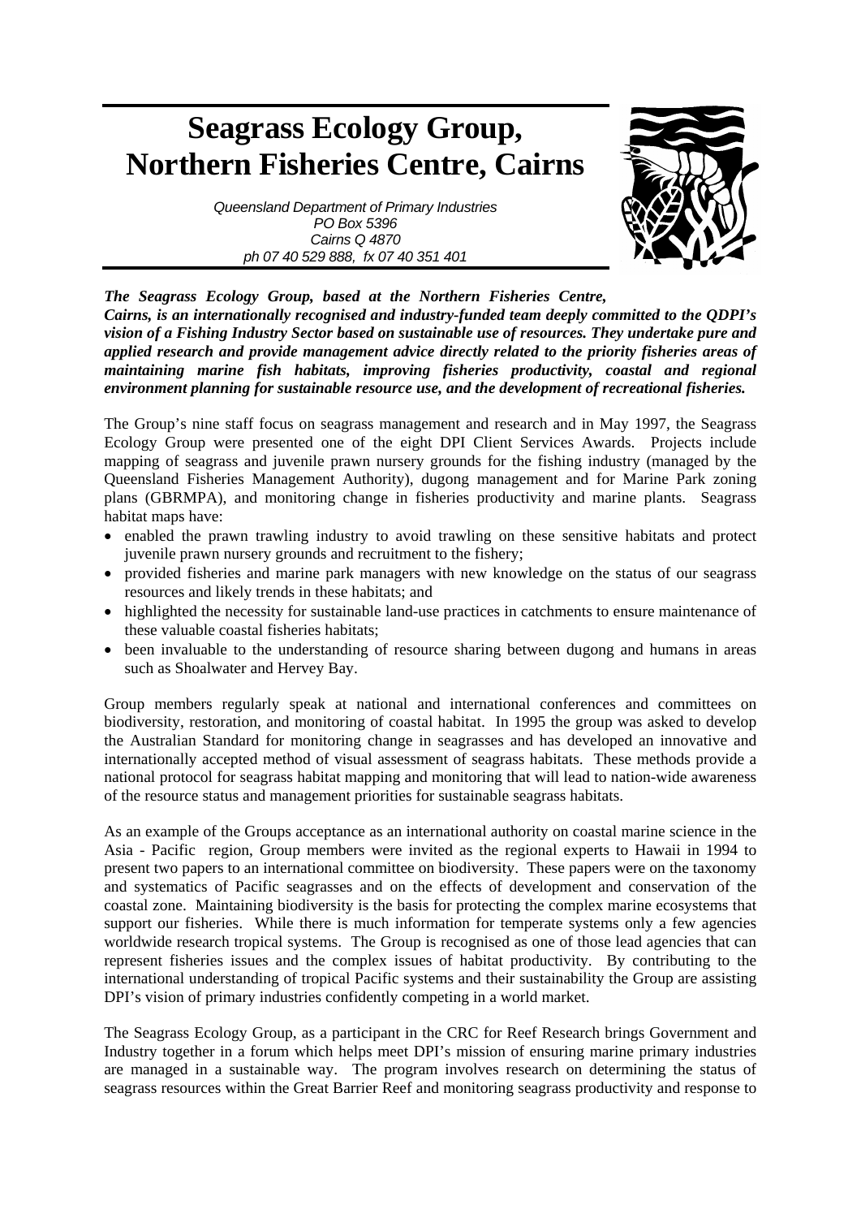# Seagrass Ecology Group, Northern Fisheries Centre, Cairns

*Queensland Department of Primary Industries*
*PO Box 5396*
*Cairns Q 4870*
*ph 07 40 529 888, fx 07 40 351 401*

***The Seagrass Ecology Group, based at the Northern Fisheries Centre, Cairns, is an internationally recognised and industry-funded team deeply committed to the QDPI's vision of a Fishing Industry Sector based on sustainable use of resources. They undertake pure and applied research and provide management advice directly related to the priority fisheries areas of maintaining marine fish habitats, improving fisheries productivity, coastal and regional environment planning for sustainable resource use, and the development of recreational fisheries.***

The Group's nine staff focus on seagrass management and research and in May 1997, the Seagrass Ecology Group were presented one of the eight DPI Client Services Awards. Projects include mapping of seagrass and juvenile prawn nursery grounds for the fishing industry (managed by the Queensland Fisheries Management Authority), dugong management and for Marine Park zoning plans (GBRMPA), and monitoring change in fisheries productivity and marine plants. Seagrass habitat maps have:

- enabled the prawn trawling industry to avoid trawling on these sensitive habitats and protect juvenile prawn nursery grounds and recruitment to the fishery;
- provided fisheries and marine park managers with new knowledge on the status of our seagrass resources and likely trends in these habitats; and
- highlighted the necessity for sustainable land-use practices in catchments to ensure maintenance of these valuable coastal fisheries habitats;
- been invaluable to the understanding of resource sharing between dugong and humans in areas such as Shoalwater and Hervey Bay.

Group members regularly speak at national and international conferences and committees on biodiversity, restoration, and monitoring of coastal habitat. In 1995 the group was asked to develop the Australian Standard for monitoring change in seagrasses and has developed an innovative and internationally accepted method of visual assessment of seagrass habitats. These methods provide a national protocol for seagrass habitat mapping and monitoring that will lead to nation-wide awareness of the resource status and management priorities for sustainable seagrass habitats.

As an example of the Groups acceptance as an international authority on coastal marine science in the Asia - Pacific region, Group members were invited as the regional experts to Hawaii in 1994 to present two papers to an international committee on biodiversity. These papers were on the taxonomy and systematics of Pacific seagrasses and on the effects of development and conservation of the coastal zone. Maintaining biodiversity is the basis for protecting the complex marine ecosystems that support our fisheries. While there is much information for temperate systems only a few agencies worldwide research tropical systems. The Group is recognised as one of those lead agencies that can represent fisheries issues and the complex issues of habitat productivity. By contributing to the international understanding of tropical Pacific systems and their sustainability the Group are assisting DPI's vision of primary industries confidently competing in a world market.

The Seagrass Ecology Group, as a participant in the CRC for Reef Research brings Government and Industry together in a forum which helps meet DPI's mission of ensuring marine primary industries are managed in a sustainable way. The program involves research on determining the status of seagrass resources within the Great Barrier Reef and monitoring seagrass productivity and response to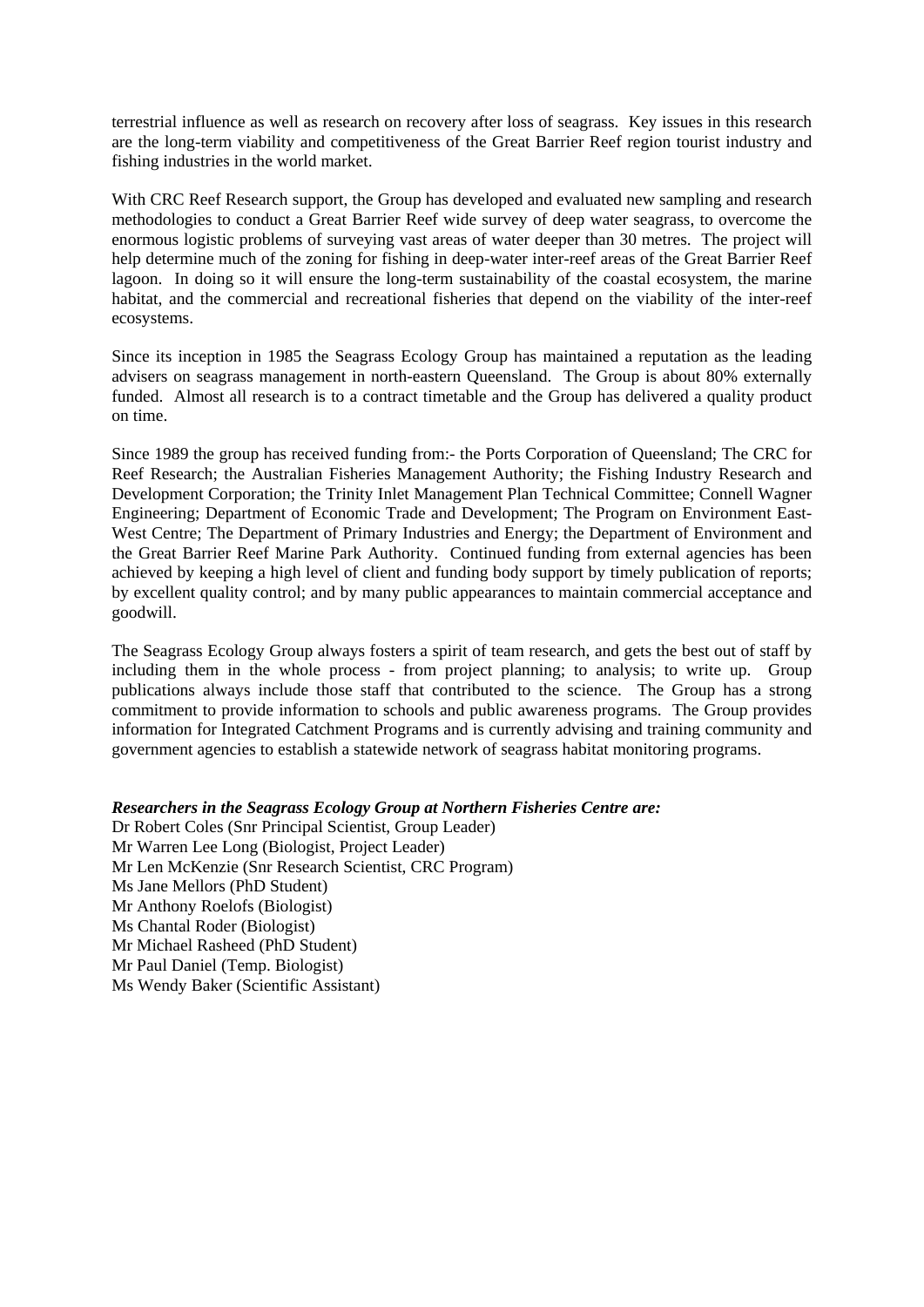terrestrial influence as well as research on recovery after loss of seagrass. Key issues in this research are the long-term viability and competitiveness of the Great Barrier Reef region tourist industry and fishing industries in the world market.

With CRC Reef Research support, the Group has developed and evaluated new sampling and research methodologies to conduct a Great Barrier Reef wide survey of deep water seagrass, to overcome the enormous logistic problems of surveying vast areas of water deeper than 30 metres. The project will help determine much of the zoning for fishing in deep-water inter-reef areas of the Great Barrier Reef lagoon. In doing so it will ensure the long-term sustainability of the coastal ecosystem, the marine habitat, and the commercial and recreational fisheries that depend on the viability of the inter-reef ecosystems.

Since its inception in 1985 the Seagrass Ecology Group has maintained a reputation as the leading advisers on seagrass management in north-eastern Queensland. The Group is about 80% externally funded. Almost all research is to a contract timetable and the Group has delivered a quality product on time.

Since 1989 the group has received funding from:- the Ports Corporation of Queensland; The CRC for Reef Research; the Australian Fisheries Management Authority; the Fishing Industry Research and Development Corporation; the Trinity Inlet Management Plan Technical Committee; Connell Wagner Engineering; Department of Economic Trade and Development; The Program on Environment East-West Centre; The Department of Primary Industries and Energy; the Department of Environment and the Great Barrier Reef Marine Park Authority. Continued funding from external agencies has been achieved by keeping a high level of client and funding body support by timely publication of reports; by excellent quality control; and by many public appearances to maintain commercial acceptance and goodwill.

The Seagrass Ecology Group always fosters a spirit of team research, and gets the best out of staff by including them in the whole process - from project planning; to analysis; to write up. Group publications always include those staff that contributed to the science. The Group has a strong commitment to provide information to schools and public awareness programs. The Group provides information for Integrated Catchment Programs and is currently advising and training community and government agencies to establish a statewide network of seagrass habitat monitoring programs.

***Researchers in the Seagrass Ecology Group at Northern Fisheries Centre are:***

Dr Robert Coles (Snr Principal Scientist, Group Leader)
Mr Warren Lee Long (Biologist, Project Leader)
Mr Len McKenzie (Snr Research Scientist, CRC Program)
Ms Jane Mellors (PhD Student)
Mr Anthony Roelofs (Biologist)
Ms Chantal Roder (Biologist)
Mr Michael Rasheed (PhD Student)
Mr Paul Daniel (Temp. Biologist)
Ms Wendy Baker (Scientific Assistant)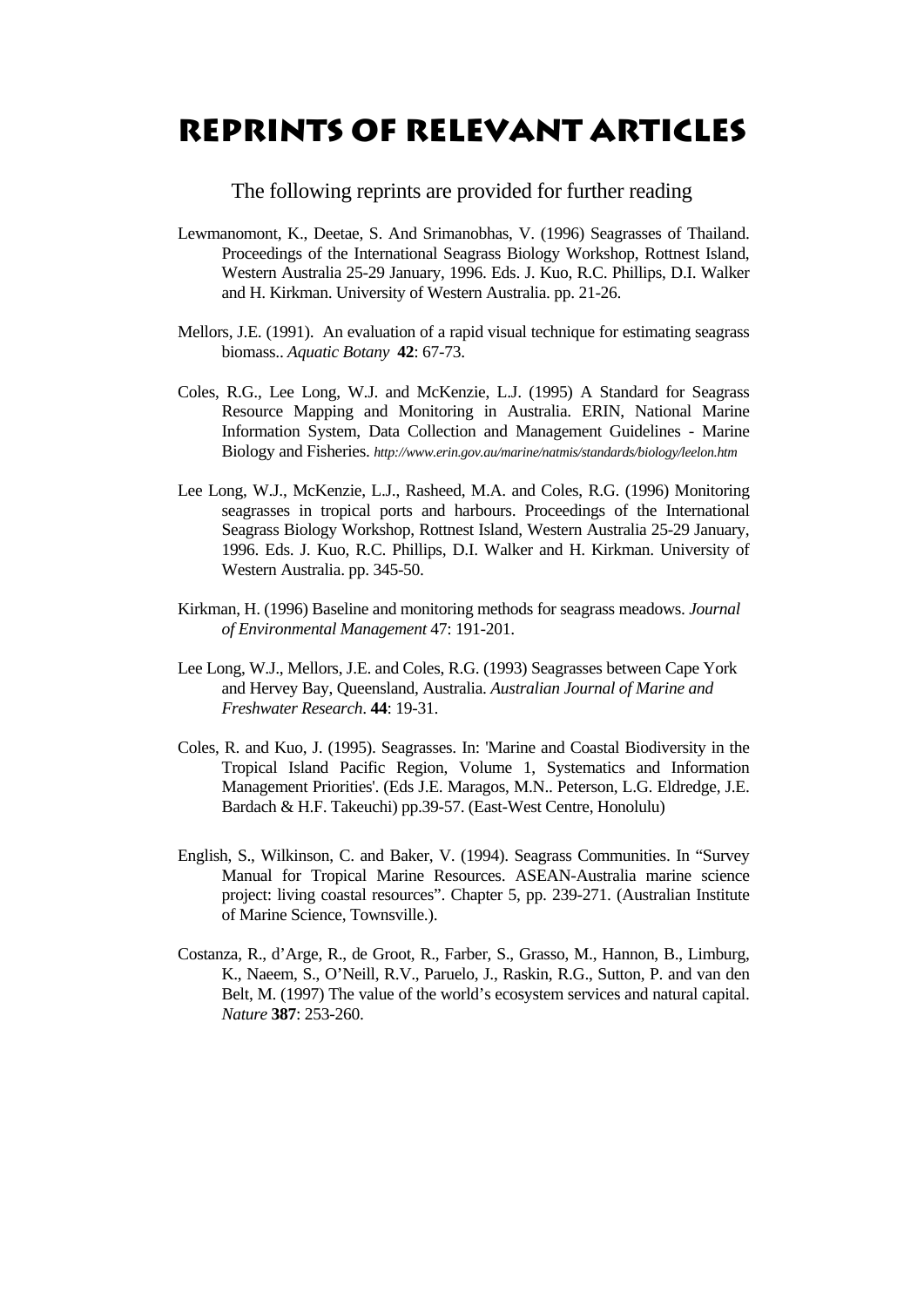# REPRINTS OF RELEVANT ARTICLES

The following reprints are provided for further reading

Lewmanomont, K., Deetae, S. And Srimanobhas, V. (1996) Seagrasses of Thailand. Proceedings of the International Seagrass Biology Workshop, Rottnest Island, Western Australia 25-29 January, 1996. Eds. J. Kuo, R.C. Phillips, D.I. Walker and H. Kirkman. University of Western Australia. pp. 21-26.

Mellors, J.E. (1991). An evaluation of a rapid visual technique for estimating seagrass biomass.. *Aquatic Botany* **42**: 67-73.

Coles, R.G., Lee Long, W.J. and McKenzie, L.J. (1995) A Standard for Seagrass Resource Mapping and Monitoring in Australia. ERIN, National Marine Information System, Data Collection and Management Guidelines - Marine Biology and Fisheries. *http://www.erin.gov.au/marine/natmis/standards/biology/leelon.htm*

Lee Long, W.J., McKenzie, L.J., Rasheed, M.A. and Coles, R.G. (1996) Monitoring seagrasses in tropical ports and harbours. Proceedings of the International Seagrass Biology Workshop, Rottnest Island, Western Australia 25-29 January, 1996. Eds. J. Kuo, R.C. Phillips, D.I. Walker and H. Kirkman. University of Western Australia. pp. 345-50.

Kirkman, H. (1996) Baseline and monitoring methods for seagrass meadows. *Journal of Environmental Management* 47: 191-201.

Lee Long, W.J., Mellors, J.E. and Coles, R.G. (1993) Seagrasses between Cape York and Hervey Bay, Queensland, Australia. *Australian Journal of Marine and Freshwater Research*. **44**: 19-31.

Coles, R. and Kuo, J. (1995). Seagrasses. In: 'Marine and Coastal Biodiversity in the Tropical Island Pacific Region, Volume 1, Systematics and Information Management Priorities'. (Eds J.E. Maragos, M.N.. Peterson, L.G. Eldredge, J.E. Bardach & H.F. Takeuchi) pp.39-57. (East-West Centre, Honolulu)

English, S., Wilkinson, C. and Baker, V. (1994). Seagrass Communities. In "Survey Manual for Tropical Marine Resources. ASEAN-Australia marine science project: living coastal resources". Chapter 5, pp. 239-271. (Australian Institute of Marine Science, Townsville.).

Costanza, R., d'Arge, R., de Groot, R., Farber, S., Grasso, M., Hannon, B., Limburg, K., Naeem, S., O'Neill, R.V., Paruelo, J., Raskin, R.G., Sutton, P. and van den Belt, M. (1997) The value of the world's ecosystem services and natural capital. *Nature* **387**: 253-260.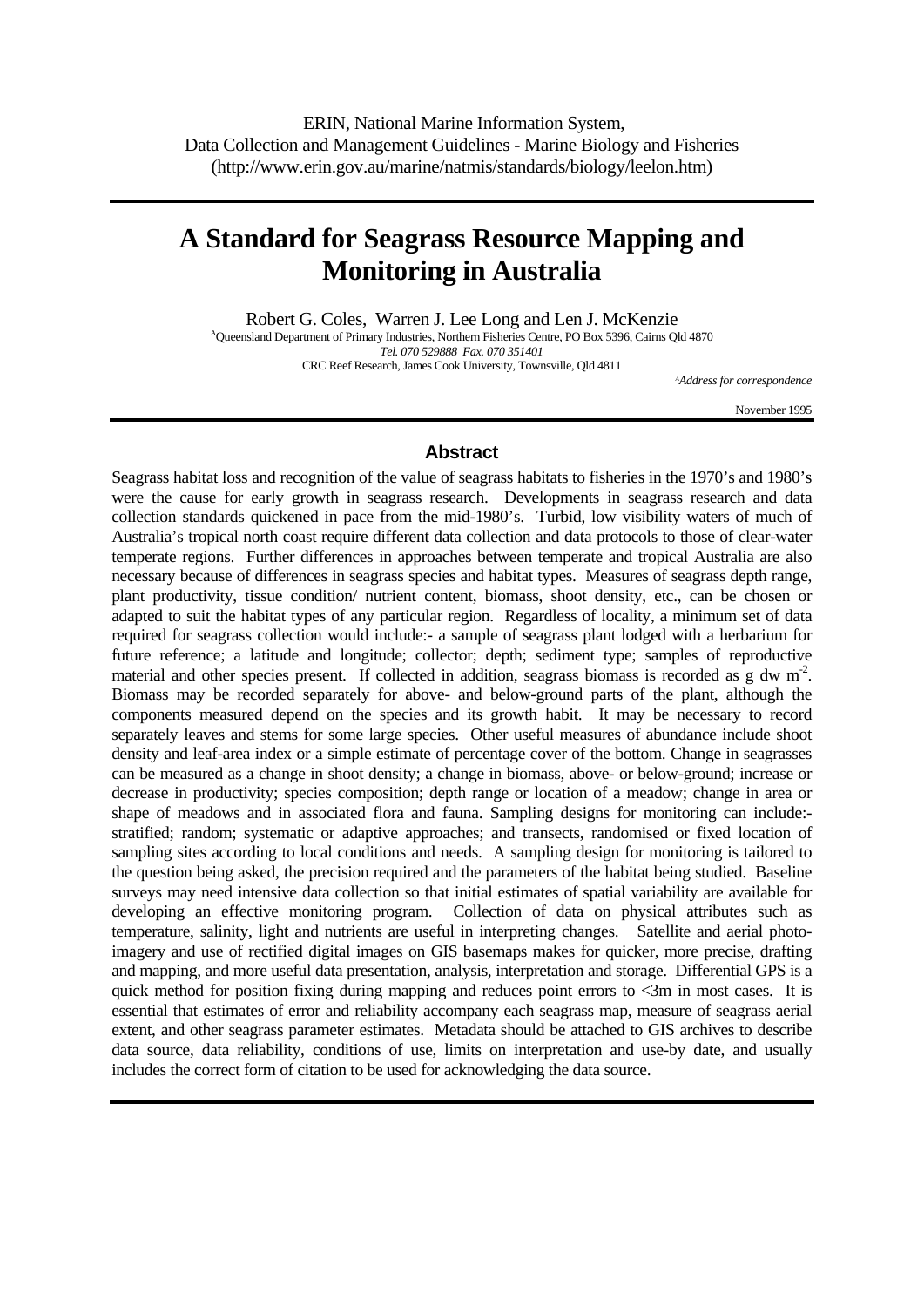ERIN, National Marine Information System,
Data Collection and Management Guidelines - Marine Biology and Fisheries
(http://www.erin.gov.au/marine/natmis/standards/biology/leelon.htm)

# A Standard for Seagrass Resource Mapping and Monitoring in Australia

Robert G. Coles, Warren J. Lee Long and Len J. McKenzie

[A]Queensland Department of Primary Industries, Northern Fisheries Centre, PO Box 5396, Cairns Qld 4870
*Tel. 070 529888 Fax. 070 351401*
CRC Reef Research, James Cook University, Townsville, Qld 4811

[A]*Address for correspondence*

November 1995

## Abstract

Seagrass habitat loss and recognition of the value of seagrass habitats to fisheries in the 1970's and 1980's were the cause for early growth in seagrass research. Developments in seagrass research and data collection standards quickened in pace from the mid-1980's. Turbid, low visibility waters of much of Australia's tropical north coast require different data collection and data protocols to those of clear-water temperate regions. Further differences in approaches between temperate and tropical Australia are also necessary because of differences in seagrass species and habitat types. Measures of seagrass depth range, plant productivity, tissue condition/ nutrient content, biomass, shoot density, etc., can be chosen or adapted to suit the habitat types of any particular region. Regardless of locality, a minimum set of data required for seagrass collection would include:- a sample of seagrass plant lodged with a herbarium for future reference; a latitude and longitude; collector; depth; sediment type; samples of reproductive material and other species present. If collected in addition, seagrass biomass is recorded as g dw $m^{-2}$. Biomass may be recorded separately for above- and below-ground parts of the plant, although the components measured depend on the species and its growth habit. It may be necessary to record separately leaves and stems for some large species. Other useful measures of abundance include shoot density and leaf-area index or a simple estimate of percentage cover of the bottom. Change in seagrasses can be measured as a change in shoot density; a change in biomass, above- or below-ground; increase or decrease in productivity; species composition; depth range or location of a meadow; change in area or shape of meadows and in associated flora and fauna. Sampling designs for monitoring can include:- stratified; random; systematic or adaptive approaches; and transects, randomised or fixed location of sampling sites according to local conditions and needs. A sampling design for monitoring is tailored to the question being asked, the precision required and the parameters of the habitat being studied. Baseline surveys may need intensive data collection so that initial estimates of spatial variability are available for developing an effective monitoring program. Collection of data on physical attributes such as temperature, salinity, light and nutrients are useful in interpreting changes. Satellite and aerial photo-imagery and use of rectified digital images on GIS basemaps makes for quicker, more precise, drafting and mapping, and more useful data presentation, analysis, interpretation and storage. Differential GPS is a quick method for position fixing during mapping and reduces point errors to <3m in most cases. It is essential that estimates of error and reliability accompany each seagrass map, measure of seagrass aerial extent, and other seagrass parameter estimates. Metadata should be attached to GIS archives to describe data source, data reliability, conditions of use, limits on interpretation and use-by date, and usually includes the correct form of citation to be used for acknowledging the data source.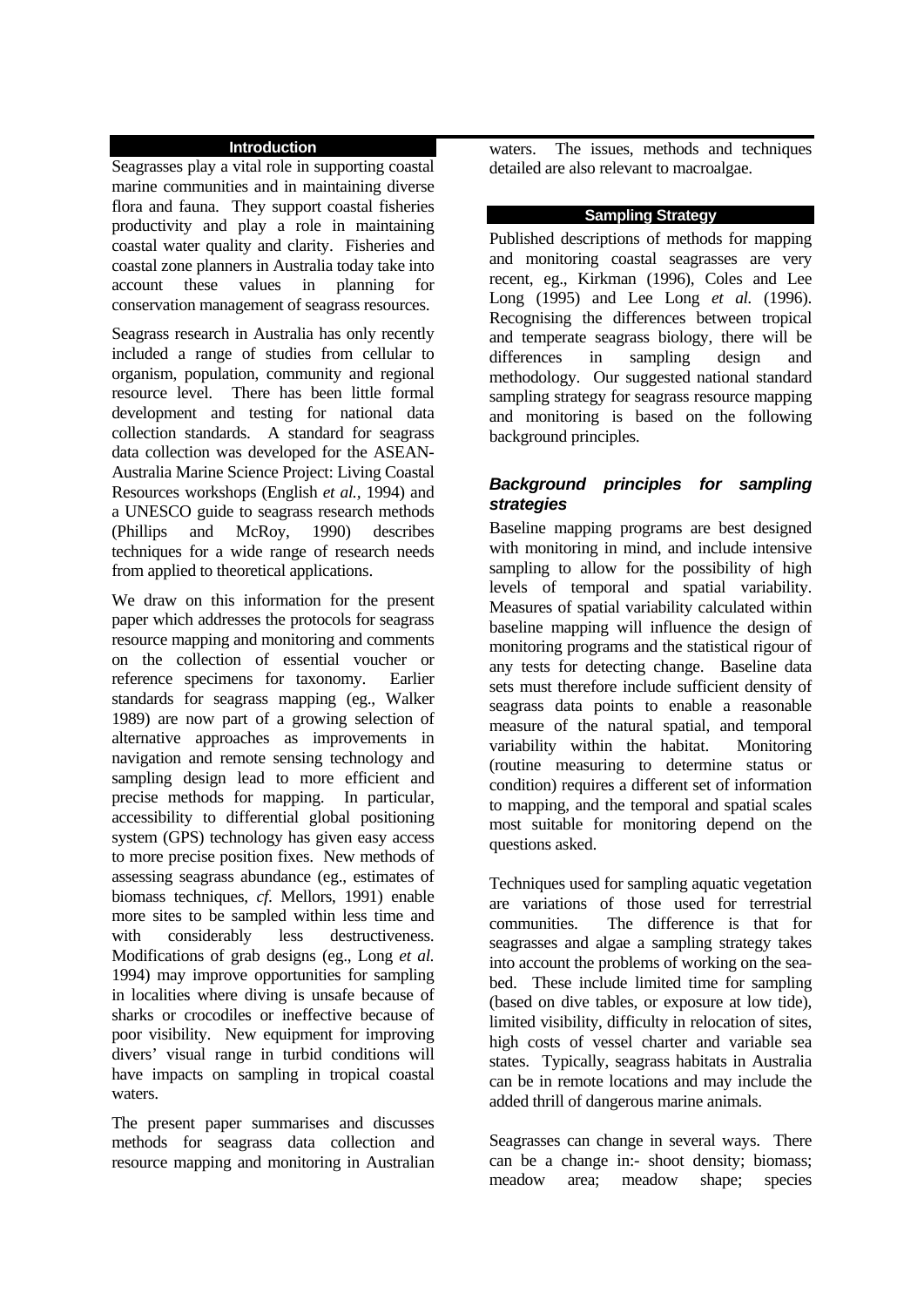## Introduction

Seagrasses play a vital role in supporting coastal marine communities and in maintaining diverse flora and fauna. They support coastal fisheries productivity and play a role in maintaining coastal water quality and clarity. Fisheries and coastal zone planners in Australia today take into account these values in planning for conservation management of seagrass resources.

Seagrass research in Australia has only recently included a range of studies from cellular to organism, population, community and regional resource level. There has been little formal development and testing for national data collection standards. A standard for seagrass data collection was developed for the ASEAN-Australia Marine Science Project: Living Coastal Resources workshops (English *et al.*, 1994) and a UNESCO guide to seagrass research methods (Phillips and McRoy, 1990) describes techniques for a wide range of research needs from applied to theoretical applications.

We draw on this information for the present paper which addresses the protocols for seagrass resource mapping and monitoring and comments on the collection of essential voucher or reference specimens for taxonomy. Earlier standards for seagrass mapping (eg., Walker 1989) are now part of a growing selection of alternative approaches as improvements in navigation and remote sensing technology and sampling design lead to more efficient and precise methods for mapping. In particular, accessibility to differential global positioning system (GPS) technology has given easy access to more precise position fixes. New methods of assessing seagrass abundance (eg., estimates of biomass techniques, *cf.* Mellors, 1991) enable more sites to be sampled within less time and with considerably less destructiveness. Modifications of grab designs (eg., Long *et al.* 1994) may improve opportunities for sampling in localities where diving is unsafe because of sharks or crocodiles or ineffective because of poor visibility. New equipment for improving divers' visual range in turbid conditions will have impacts on sampling in tropical coastal waters.

The present paper summarises and discusses methods for seagrass data collection and resource mapping and monitoring in Australian waters. The issues, methods and techniques detailed are also relevant to macroalgae.

## Sampling Strategy

Published descriptions of methods for mapping and monitoring coastal seagrasses are very recent, eg., Kirkman (1996), Coles and Lee Long (1995) and Lee Long *et al.* (1996). Recognising the differences between tropical and temperate seagrass biology, there will be differences in sampling design and methodology. Our suggested national standard sampling strategy for seagrass resource mapping and monitoring is based on the following background principles.

### *Background principles for sampling strategies*

Baseline mapping programs are best designed with monitoring in mind, and include intensive sampling to allow for the possibility of high levels of temporal and spatial variability. Measures of spatial variability calculated within baseline mapping will influence the design of monitoring programs and the statistical rigour of any tests for detecting change. Baseline data sets must therefore include sufficient density of seagrass data points to enable a reasonable measure of the natural spatial, and temporal variability within the habitat. Monitoring (routine measuring to determine status or condition) requires a different set of information to mapping, and the temporal and spatial scales most suitable for monitoring depend on the questions asked.

Techniques used for sampling aquatic vegetation are variations of those used for terrestrial communities. The difference is that for seagrasses and algae a sampling strategy takes into account the problems of working on the sea-bed. These include limited time for sampling (based on dive tables, or exposure at low tide), limited visibility, difficulty in relocation of sites, high costs of vessel charter and variable sea states. Typically, seagrass habitats in Australia can be in remote locations and may include the added thrill of dangerous marine animals.

Seagrasses can change in several ways. There can be a change in:- shoot density; biomass; meadow area; meadow shape; species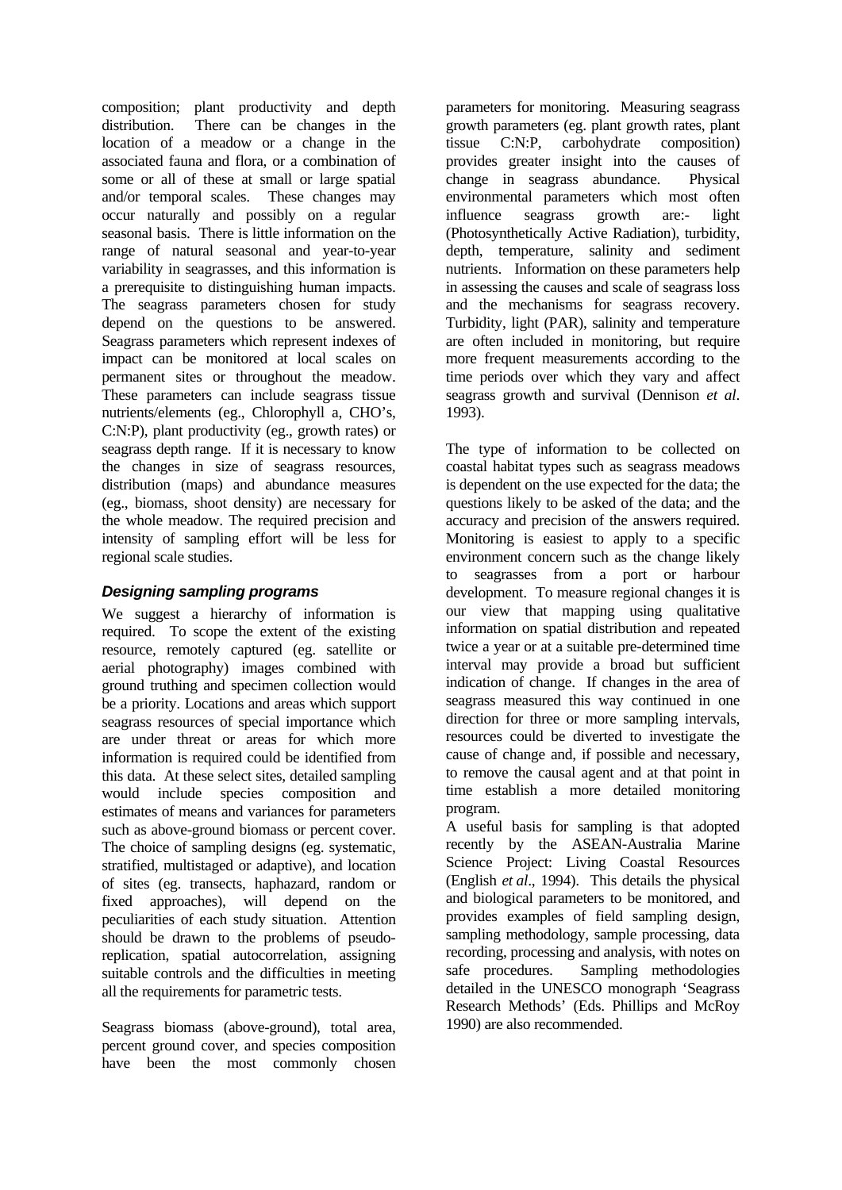composition; plant productivity and depth distribution. There can be changes in the location of a meadow or a change in the associated fauna and flora, or a combination of some or all of these at small or large spatial and/or temporal scales. These changes may occur naturally and possibly on a regular seasonal basis. There is little information on the range of natural seasonal and year-to-year variability in seagrasses, and this information is a prerequisite to distinguishing human impacts. The seagrass parameters chosen for study depend on the questions to be answered. Seagrass parameters which represent indexes of impact can be monitored at local scales on permanent sites or throughout the meadow. These parameters can include seagrass tissue nutrients/elements (eg., Chlorophyll a, CHO's, C:N:P), plant productivity (eg., growth rates) or seagrass depth range. If it is necessary to know the changes in size of seagrass resources, distribution (maps) and abundance measures (eg., biomass, shoot density) are necessary for the whole meadow. The required precision and intensity of sampling effort will be less for regional scale studies.

### *Designing sampling programs*

We suggest a hierarchy of information is required. To scope the extent of the existing resource, remotely captured (eg. satellite or aerial photography) images combined with ground truthing and specimen collection would be a priority. Locations and areas which support seagrass resources of special importance which are under threat or areas for which more information is required could be identified from this data. At these select sites, detailed sampling would include species composition and estimates of means and variances for parameters such as above-ground biomass or percent cover. The choice of sampling designs (eg. systematic, stratified, multistaged or adaptive), and location of sites (eg. transects, haphazard, random or fixed approaches), will depend on the peculiarities of each study situation. Attention should be drawn to the problems of pseudo-replication, spatial autocorrelation, assigning suitable controls and the difficulties in meeting all the requirements for parametric tests.

Seagrass biomass (above-ground), total area, percent ground cover, and species composition have been the most commonly chosen parameters for monitoring. Measuring seagrass growth parameters (eg. plant growth rates, plant tissue C:N:P, carbohydrate composition) provides greater insight into the causes of change in seagrass abundance. Physical environmental parameters which most often influence seagrass growth are:- light (Photosynthetically Active Radiation), turbidity, depth, temperature, salinity and sediment nutrients. Information on these parameters help in assessing the causes and scale of seagrass loss and the mechanisms for seagrass recovery. Turbidity, light (PAR), salinity and temperature are often included in monitoring, but require more frequent measurements according to the time periods over which they vary and affect seagrass growth and survival (Dennison *et al*. 1993).

The type of information to be collected on coastal habitat types such as seagrass meadows is dependent on the use expected for the data; the questions likely to be asked of the data; and the accuracy and precision of the answers required. Monitoring is easiest to apply to a specific environment concern such as the change likely to seagrasses from a port or harbour development. To measure regional changes it is our view that mapping using qualitative information on spatial distribution and repeated twice a year or at a suitable pre-determined time interval may provide a broad but sufficient indication of change. If changes in the area of seagrass measured this way continued in one direction for three or more sampling intervals, resources could be diverted to investigate the cause of change and, if possible and necessary, to remove the causal agent and at that point in time establish a more detailed monitoring program.

A useful basis for sampling is that adopted recently by the ASEAN-Australia Marine Science Project: Living Coastal Resources (English *et al*., 1994). This details the physical and biological parameters to be monitored, and provides examples of field sampling design, sampling methodology, sample processing, data recording, processing and analysis, with notes on safe procedures. Sampling methodologies detailed in the UNESCO monograph 'Seagrass Research Methods' (Eds. Phillips and McRoy 1990) are also recommended.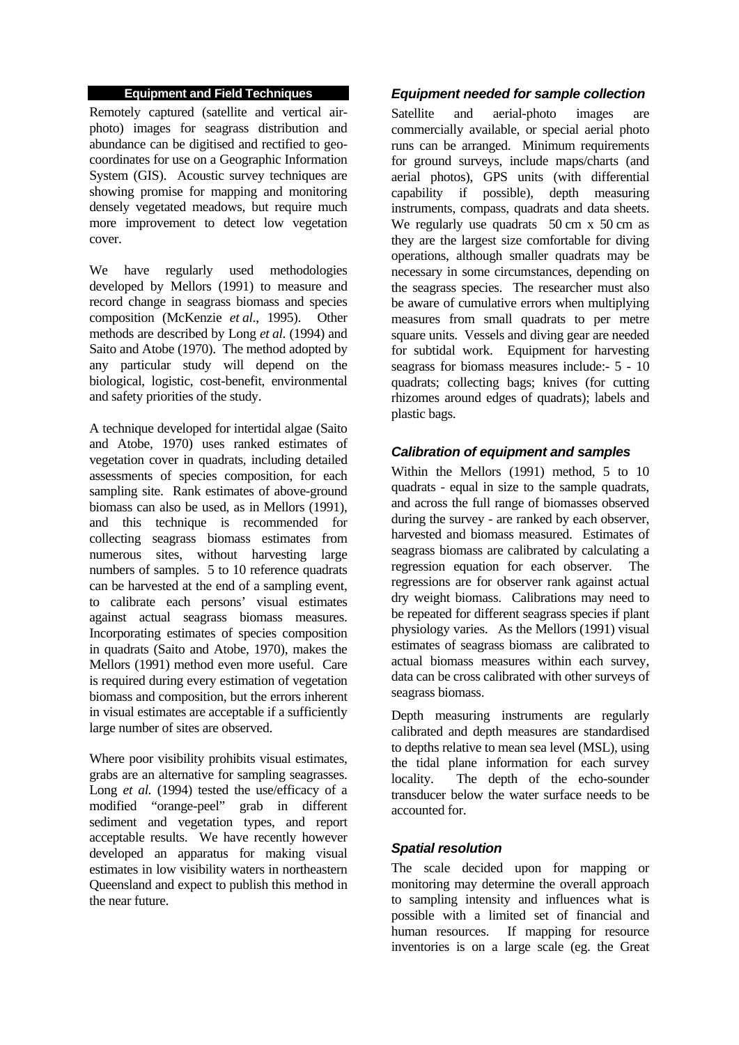## Equipment and Field Techniques

Remotely captured (satellite and vertical air-photo) images for seagrass distribution and abundance can be digitised and rectified to geo-coordinates for use on a Geographic Information System (GIS). Acoustic survey techniques are showing promise for mapping and monitoring densely vegetated meadows, but require much more improvement to detect low vegetation cover.

We have regularly used methodologies developed by Mellors (1991) to measure and record change in seagrass biomass and species composition (McKenzie *et al*., 1995). Other methods are described by Long *et al.* (1994) and Saito and Atobe (1970). The method adopted by any particular study will depend on the biological, logistic, cost-benefit, environmental and safety priorities of the study.

A technique developed for intertidal algae (Saito and Atobe, 1970) uses ranked estimates of vegetation cover in quadrats, including detailed assessments of species composition, for each sampling site. Rank estimates of above-ground biomass can also be used, as in Mellors (1991), and this technique is recommended for collecting seagrass biomass estimates from numerous sites, without harvesting large numbers of samples. 5 to 10 reference quadrats can be harvested at the end of a sampling event, to calibrate each persons' visual estimates against actual seagrass biomass measures. Incorporating estimates of species composition in quadrats (Saito and Atobe, 1970), makes the Mellors (1991) method even more useful. Care is required during every estimation of vegetation biomass and composition, but the errors inherent in visual estimates are acceptable if a sufficiently large number of sites are observed.

Where poor visibility prohibits visual estimates, grabs are an alternative for sampling seagrasses. Long *et al.* (1994) tested the use/efficacy of a modified "orange-peel" grab in different sediment and vegetation types, and report acceptable results. We have recently however developed an apparatus for making visual estimates in low visibility waters in northeastern Queensland and expect to publish this method in the near future.

### *Equipment needed for sample collection*

Satellite and aerial-photo images are commercially available, or special aerial photo runs can be arranged. Minimum requirements for ground surveys, include maps/charts (and aerial photos), GPS units (with differential capability if possible), depth measuring instruments, compass, quadrats and data sheets. We regularly use quadrats 50 cm x 50 cm as they are the largest size comfortable for diving operations, although smaller quadrats may be necessary in some circumstances, depending on the seagrass species. The researcher must also be aware of cumulative errors when multiplying measures from small quadrats to per metre square units. Vessels and diving gear are needed for subtidal work. Equipment for harvesting seagrass for biomass measures include:- 5 - 10 quadrats; collecting bags; knives (for cutting rhizomes around edges of quadrats); labels and plastic bags.

### *Calibration of equipment and samples*

Within the Mellors (1991) method, 5 to 10 quadrats - equal in size to the sample quadrats, and across the full range of biomasses observed during the survey - are ranked by each observer, harvested and biomass measured. Estimates of seagrass biomass are calibrated by calculating a regression equation for each observer. The regressions are for observer rank against actual dry weight biomass. Calibrations may need to be repeated for different seagrass species if plant physiology varies. As the Mellors (1991) visual estimates of seagrass biomass are calibrated to actual biomass measures within each survey, data can be cross calibrated with other surveys of seagrass biomass.

Depth measuring instruments are regularly calibrated and depth measures are standardised to depths relative to mean sea level (MSL), using the tidal plane information for each survey locality. The depth of the echo-sounder transducer below the water surface needs to be accounted for.

### *Spatial resolution*

The scale decided upon for mapping or monitoring may determine the overall approach to sampling intensity and influences what is possible with a limited set of financial and human resources. If mapping for resource inventories is on a large scale (eg. the Great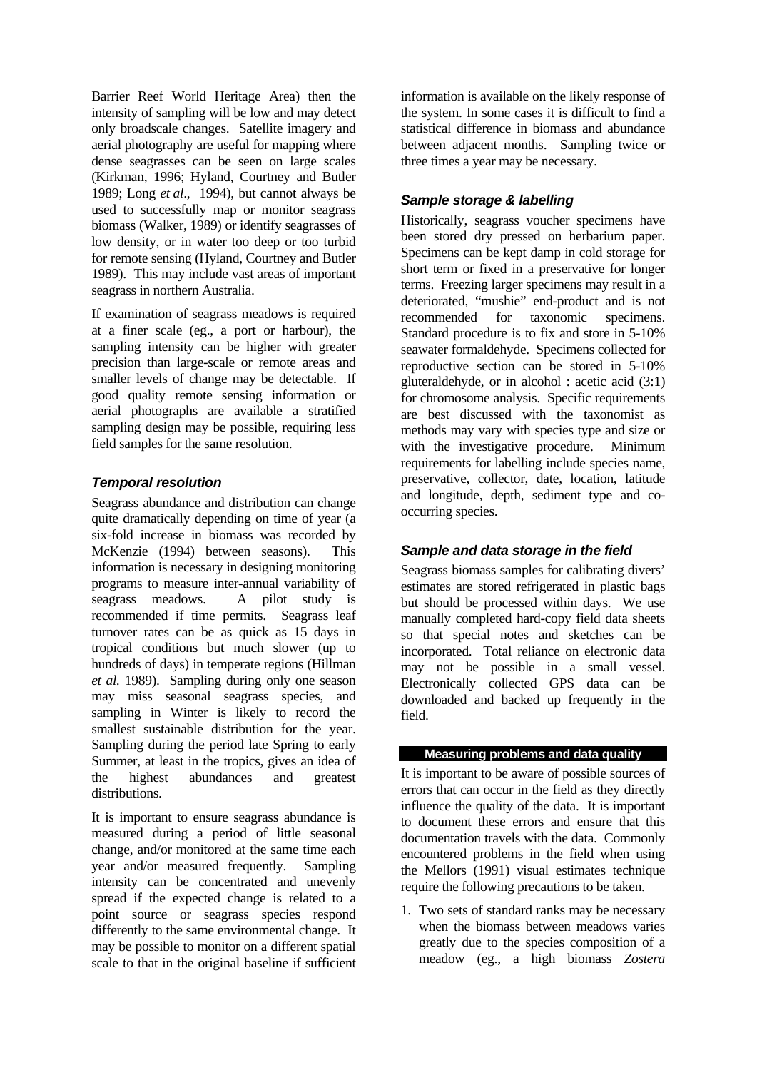Barrier Reef World Heritage Area) then the intensity of sampling will be low and may detect only broadscale changes. Satellite imagery and aerial photography are useful for mapping where dense seagrasses can be seen on large scales (Kirkman, 1996; Hyland, Courtney and Butler 1989; Long *et al*., 1994), but cannot always be used to successfully map or monitor seagrass biomass (Walker, 1989) or identify seagrasses of low density, or in water too deep or too turbid for remote sensing (Hyland, Courtney and Butler 1989). This may include vast areas of important seagrass in northern Australia.

If examination of seagrass meadows is required at a finer scale (eg., a port or harbour), the sampling intensity can be higher with greater precision than large-scale or remote areas and smaller levels of change may be detectable. If good quality remote sensing information or aerial photographs are available a stratified sampling design may be possible, requiring less field samples for the same resolution.

### *Temporal resolution*

Seagrass abundance and distribution can change quite dramatically depending on time of year (a six-fold increase in biomass was recorded by McKenzie (1994) between seasons). This information is necessary in designing monitoring programs to measure inter-annual variability of seagrass meadows. A pilot study is recommended if time permits. Seagrass leaf turnover rates can be as quick as 15 days in tropical conditions but much slower (up to hundreds of days) in temperate regions (Hillman *et al.* 1989). Sampling during only one season may miss seasonal seagrass species, and sampling in Winter is likely to record the smallest sustainable distribution for the year. Sampling during the period late Spring to early Summer, at least in the tropics, gives an idea of the highest abundances and greatest distributions.

It is important to ensure seagrass abundance is measured during a period of little seasonal change, and/or monitored at the same time each year and/or measured frequently. Sampling intensity can be concentrated and unevenly spread if the expected change is related to a point source or seagrass species respond differently to the same environmental change. It may be possible to monitor on a different spatial scale to that in the original baseline if sufficient information is available on the likely response of the system. In some cases it is difficult to find a statistical difference in biomass and abundance between adjacent months. Sampling twice or three times a year may be necessary.

### *Sample storage & labelling*

Historically, seagrass voucher specimens have been stored dry pressed on herbarium paper. Specimens can be kept damp in cold storage for short term or fixed in a preservative for longer terms. Freezing larger specimens may result in a deteriorated, "mushie" end-product and is not recommended for taxonomic specimens. Standard procedure is to fix and store in 5-10% seawater formaldehyde. Specimens collected for reproductive section can be stored in 5-10% gluteraldehyde, or in alcohol : acetic acid (3:1) for chromosome analysis. Specific requirements are best discussed with the taxonomist as methods may vary with species type and size or with the investigative procedure. Minimum requirements for labelling include species name, preservative, collector, date, location, latitude and longitude, depth, sediment type and co-occurring species.

### *Sample and data storage in the field*

Seagrass biomass samples for calibrating divers' estimates are stored refrigerated in plastic bags but should be processed within days. We use manually completed hard-copy field data sheets so that special notes and sketches can be incorporated. Total reliance on electronic data may not be possible in a small vessel. Electronically collected GPS data can be downloaded and backed up frequently in the field.

## Measuring problems and data quality

It is important to be aware of possible sources of errors that can occur in the field as they directly influence the quality of the data. It is important to document these errors and ensure that this documentation travels with the data. Commonly encountered problems in the field when using the Mellors (1991) visual estimates technique require the following precautions to be taken.

1. Two sets of standard ranks may be necessary when the biomass between meadows varies greatly due to the species composition of a meadow (eg., a high biomass *Zostera*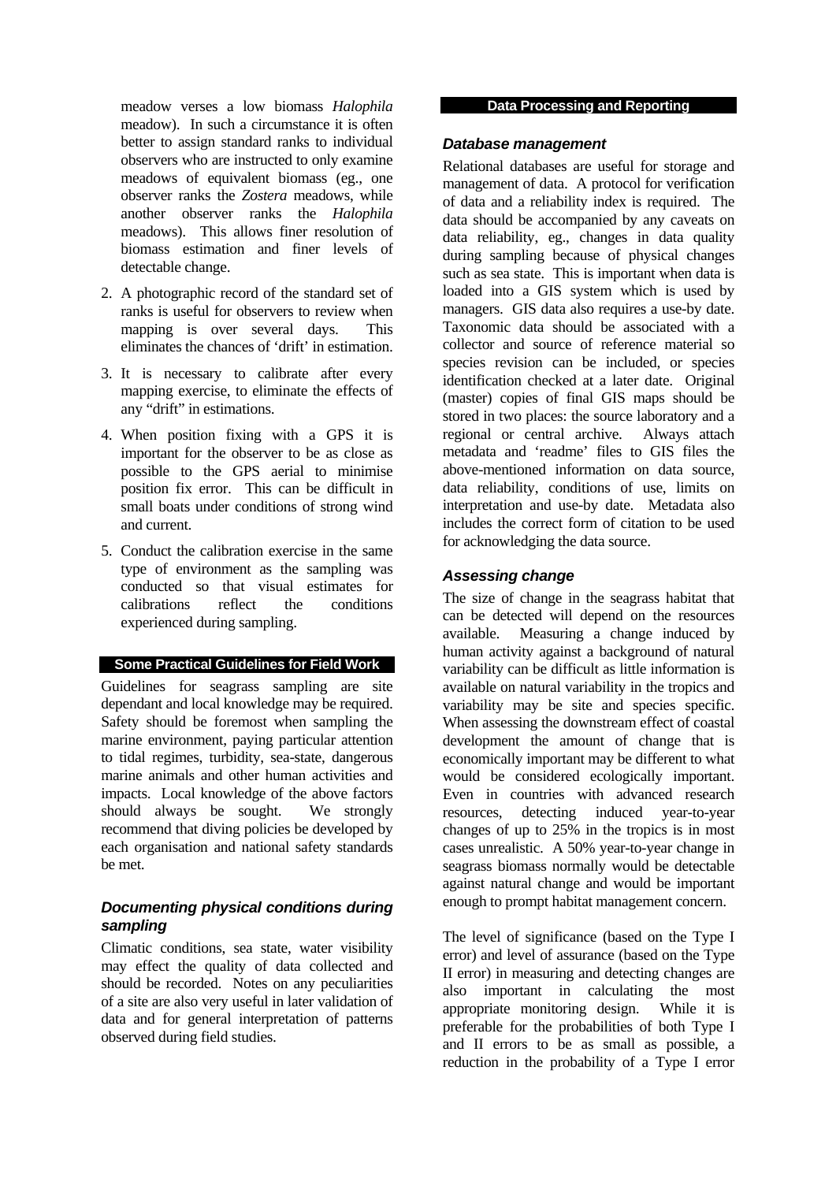meadow verses a low biomass *Halophila* meadow). In such a circumstance it is often better to assign standard ranks to individual observers who are instructed to only examine meadows of equivalent biomass (eg., one observer ranks the *Zostera* meadows, while another observer ranks the *Halophila* meadows). This allows finer resolution of biomass estimation and finer levels of detectable change.

2. A photographic record of the standard set of ranks is useful for observers to review when mapping is over several days. This eliminates the chances of 'drift' in estimation.

3. It is necessary to calibrate after every mapping exercise, to eliminate the effects of any "drift" in estimations.

4. When position fixing with a GPS it is important for the observer to be as close as possible to the GPS aerial to minimise position fix error. This can be difficult in small boats under conditions of strong wind and current.

5. Conduct the calibration exercise in the same type of environment as the sampling was conducted so that visual estimates for calibrations reflect the conditions experienced during sampling.

## Some Practical Guidelines for Field Work

Guidelines for seagrass sampling are site dependant and local knowledge may be required. Safety should be foremost when sampling the marine environment, paying particular attention to tidal regimes, turbidity, sea-state, dangerous marine animals and other human activities and impacts. Local knowledge of the above factors should always be sought. We strongly recommend that diving policies be developed by each organisation and national safety standards be met.

### *Documenting physical conditions during sampling*

Climatic conditions, sea state, water visibility may effect the quality of data collected and should be recorded. Notes on any peculiarities of a site are also very useful in later validation of data and for general interpretation of patterns observed during field studies.

## Data Processing and Reporting

### *Database management*

Relational databases are useful for storage and management of data. A protocol for verification of data and a reliability index is required. The data should be accompanied by any caveats on data reliability, eg., changes in data quality during sampling because of physical changes such as sea state. This is important when data is loaded into a GIS system which is used by managers. GIS data also requires a use-by date. Taxonomic data should be associated with a collector and source of reference material so species revision can be included, or species identification checked at a later date. Original (master) copies of final GIS maps should be stored in two places: the source laboratory and a regional or central archive. Always attach metadata and 'readme' files to GIS files the above-mentioned information on data source, data reliability, conditions of use, limits on interpretation and use-by date. Metadata also includes the correct form of citation to be used for acknowledging the data source.

### *Assessing change*

The size of change in the seagrass habitat that can be detected will depend on the resources available. Measuring a change induced by human activity against a background of natural variability can be difficult as little information is available on natural variability in the tropics and variability may be site and species specific. When assessing the downstream effect of coastal development the amount of change that is economically important may be different to what would be considered ecologically important. Even in countries with advanced research resources, detecting induced year-to-year changes of up to 25% in the tropics is in most cases unrealistic. A 50% year-to-year change in seagrass biomass normally would be detectable against natural change and would be important enough to prompt habitat management concern.

The level of significance (based on the Type I error) and level of assurance (based on the Type II error) in measuring and detecting changes are also important in calculating the most appropriate monitoring design. While it is preferable for the probabilities of both Type I and II errors to be as small as possible, a reduction in the probability of a Type I error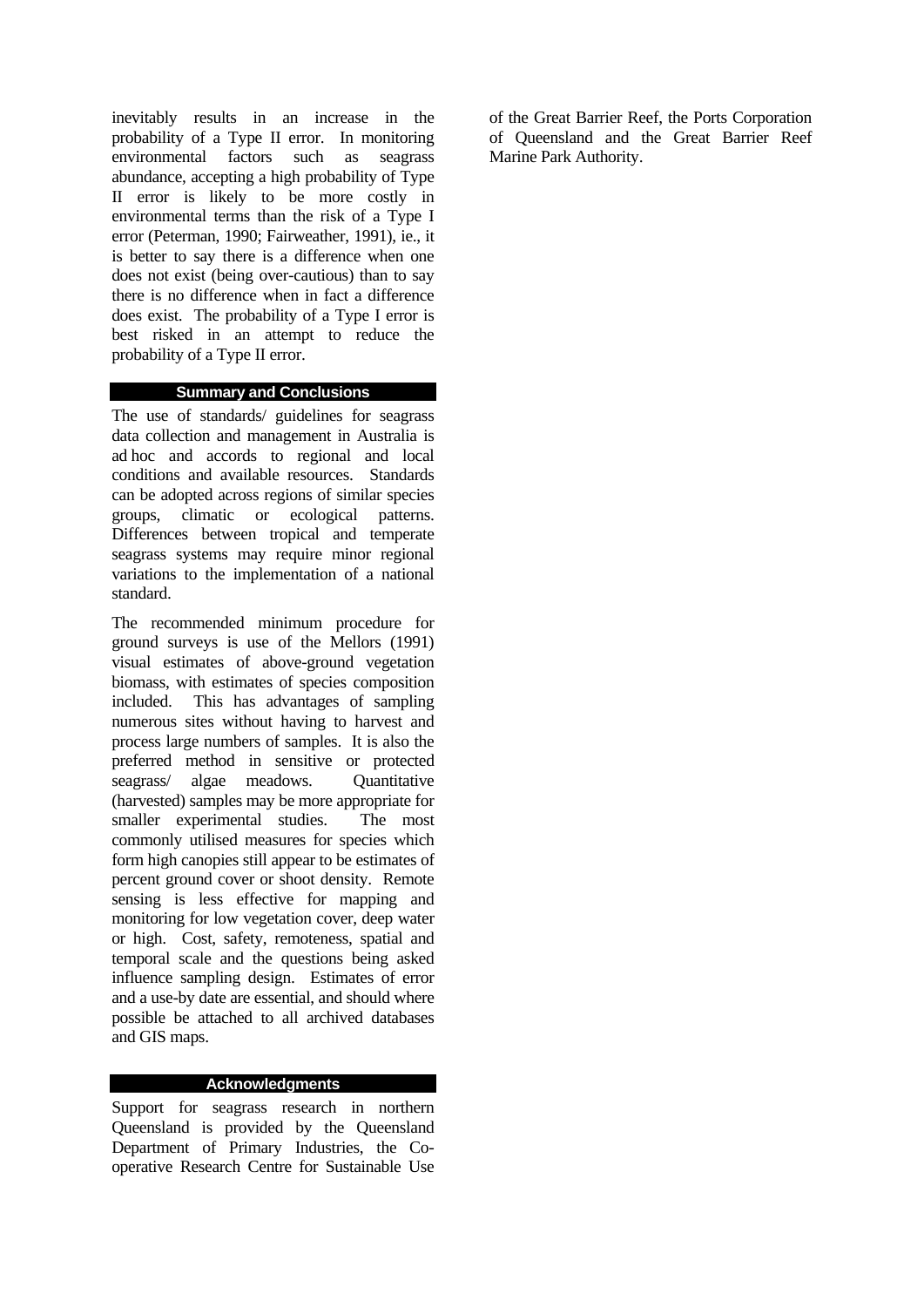inevitably results in an increase in the probability of a Type II error. In monitoring environmental factors such as seagrass abundance, accepting a high probability of Type II error is likely to be more costly in environmental terms than the risk of a Type I error (Peterman, 1990; Fairweather, 1991), ie., it is better to say there is a difference when one does not exist (being over-cautious) than to say there is no difference when in fact a difference does exist. The probability of a Type I error is best risked in an attempt to reduce the probability of a Type II error.

## Summary and Conclusions

The use of standards/ guidelines for seagrass data collection and management in Australia is ad hoc and accords to regional and local conditions and available resources. Standards can be adopted across regions of similar species groups, climatic or ecological patterns. Differences between tropical and temperate seagrass systems may require minor regional variations to the implementation of a national standard.

The recommended minimum procedure for ground surveys is use of the Mellors (1991) visual estimates of above-ground vegetation biomass, with estimates of species composition included. This has advantages of sampling numerous sites without having to harvest and process large numbers of samples. It is also the preferred method in sensitive or protected seagrass/ algae meadows. Quantitative (harvested) samples may be more appropriate for smaller experimental studies. The most commonly utilised measures for species which form high canopies still appear to be estimates of percent ground cover or shoot density. Remote sensing is less effective for mapping and monitoring for low vegetation cover, deep water or high. Cost, safety, remoteness, spatial and temporal scale and the questions being asked influence sampling design. Estimates of error and a use-by date are essential, and should where possible be attached to all archived databases and GIS maps.

## Acknowledgments

Support for seagrass research in northern Queensland is provided by the Queensland Department of Primary Industries, the Co-operative Research Centre for Sustainable Use of the Great Barrier Reef, the Ports Corporation of Queensland and the Great Barrier Reef Marine Park Authority.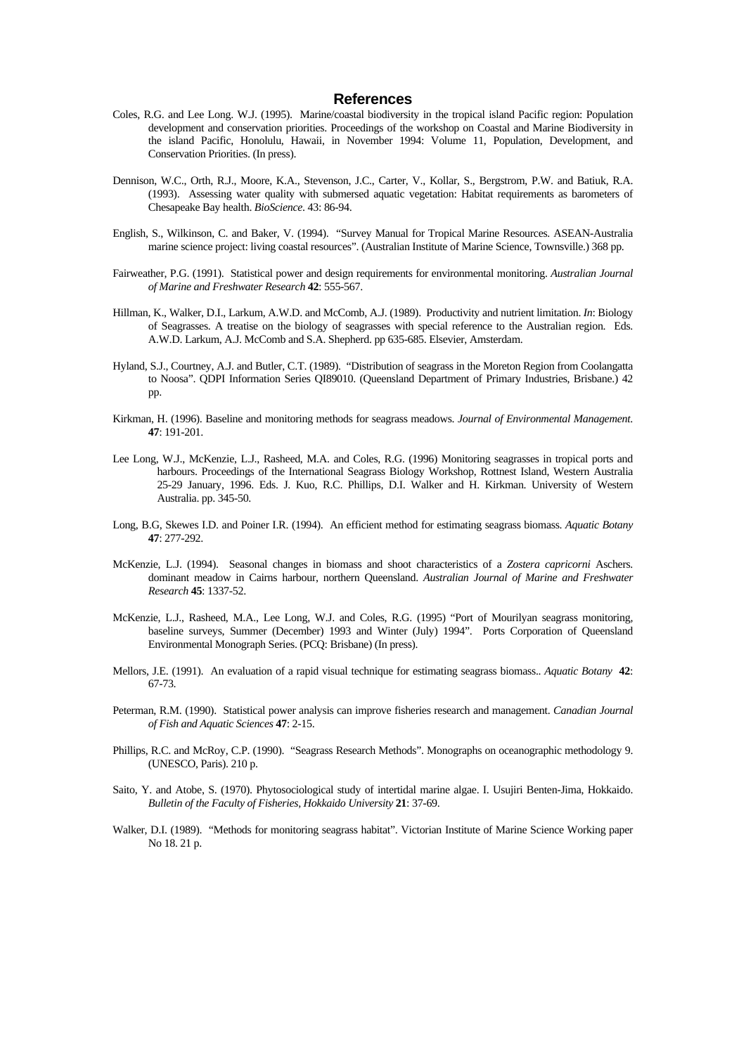# References

Coles, R.G. and Lee Long. W.J. (1995). Marine/coastal biodiversity in the tropical island Pacific region: Population development and conservation priorities. Proceedings of the workshop on Coastal and Marine Biodiversity in the island Pacific, Honolulu, Hawaii, in November 1994: Volume 11, Population, Development, and Conservation Priorities. (In press).

Dennison, W.C., Orth, R.J., Moore, K.A., Stevenson, J.C., Carter, V., Kollar, S., Bergstrom, P.W. and Batiuk, R.A. (1993). Assessing water quality with submersed aquatic vegetation: Habitat requirements as barometers of Chesapeake Bay health. *BioScience*. 43: 86-94.

English, S., Wilkinson, C. and Baker, V. (1994). "Survey Manual for Tropical Marine Resources. ASEAN-Australia marine science project: living coastal resources". (Australian Institute of Marine Science, Townsville.) 368 pp.

Fairweather, P.G. (1991). Statistical power and design requirements for environmental monitoring. *Australian Journal of Marine and Freshwater Research* **42**: 555-567.

Hillman, K., Walker, D.I., Larkum, A.W.D. and McComb, A.J. (1989). Productivity and nutrient limitation. *In*: Biology of Seagrasses. A treatise on the biology of seagrasses with special reference to the Australian region. Eds. A.W.D. Larkum, A.J. McComb and S.A. Shepherd. pp 635-685. Elsevier, Amsterdam.

Hyland, S.J., Courtney, A.J. and Butler, C.T. (1989). "Distribution of seagrass in the Moreton Region from Coolangatta to Noosa". QDPI Information Series QI89010. (Queensland Department of Primary Industries, Brisbane.) 42 pp.

Kirkman, H. (1996). Baseline and monitoring methods for seagrass meadows. *Journal of Environmental Management*. **47**: 191-201.

Lee Long, W.J., McKenzie, L.J., Rasheed, M.A. and Coles, R.G. (1996) Monitoring seagrasses in tropical ports and harbours. Proceedings of the International Seagrass Biology Workshop, Rottnest Island, Western Australia 25-29 January, 1996. Eds. J. Kuo, R.C. Phillips, D.I. Walker and H. Kirkman. University of Western Australia. pp. 345-50.

Long, B.G, Skewes I.D. and Poiner I.R. (1994). An efficient method for estimating seagrass biomass. *Aquatic Botany* **47**: 277-292.

McKenzie, L.J. (1994). Seasonal changes in biomass and shoot characteristics of a *Zostera capricorni* Aschers. dominant meadow in Cairns harbour, northern Queensland. *Australian Journal of Marine and Freshwater Research* **45**: 1337-52.

McKenzie, L.J., Rasheed, M.A., Lee Long, W.J. and Coles, R.G. (1995) "Port of Mourilyan seagrass monitoring, baseline surveys, Summer (December) 1993 and Winter (July) 1994". Ports Corporation of Queensland Environmental Monograph Series. (PCQ: Brisbane) (In press).

Mellors, J.E. (1991). An evaluation of a rapid visual technique for estimating seagrass biomass.. *Aquatic Botany* **42**: 67-73.

Peterman, R.M. (1990). Statistical power analysis can improve fisheries research and management. *Canadian Journal of Fish and Aquatic Sciences* **47**: 2-15.

Phillips, R.C. and McRoy, C.P. (1990). "Seagrass Research Methods". Monographs on oceanographic methodology 9. (UNESCO, Paris). 210 p.

Saito, Y. and Atobe, S. (1970). Phytosociological study of intertidal marine algae. I. Usujiri Benten-Jima, Hokkaido. *Bulletin of the Faculty of Fisheries, Hokkaido University* **21**: 37-69.

Walker, D.I. (1989). "Methods for monitoring seagrass habitat". Victorian Institute of Marine Science Working paper No 18. 21 p.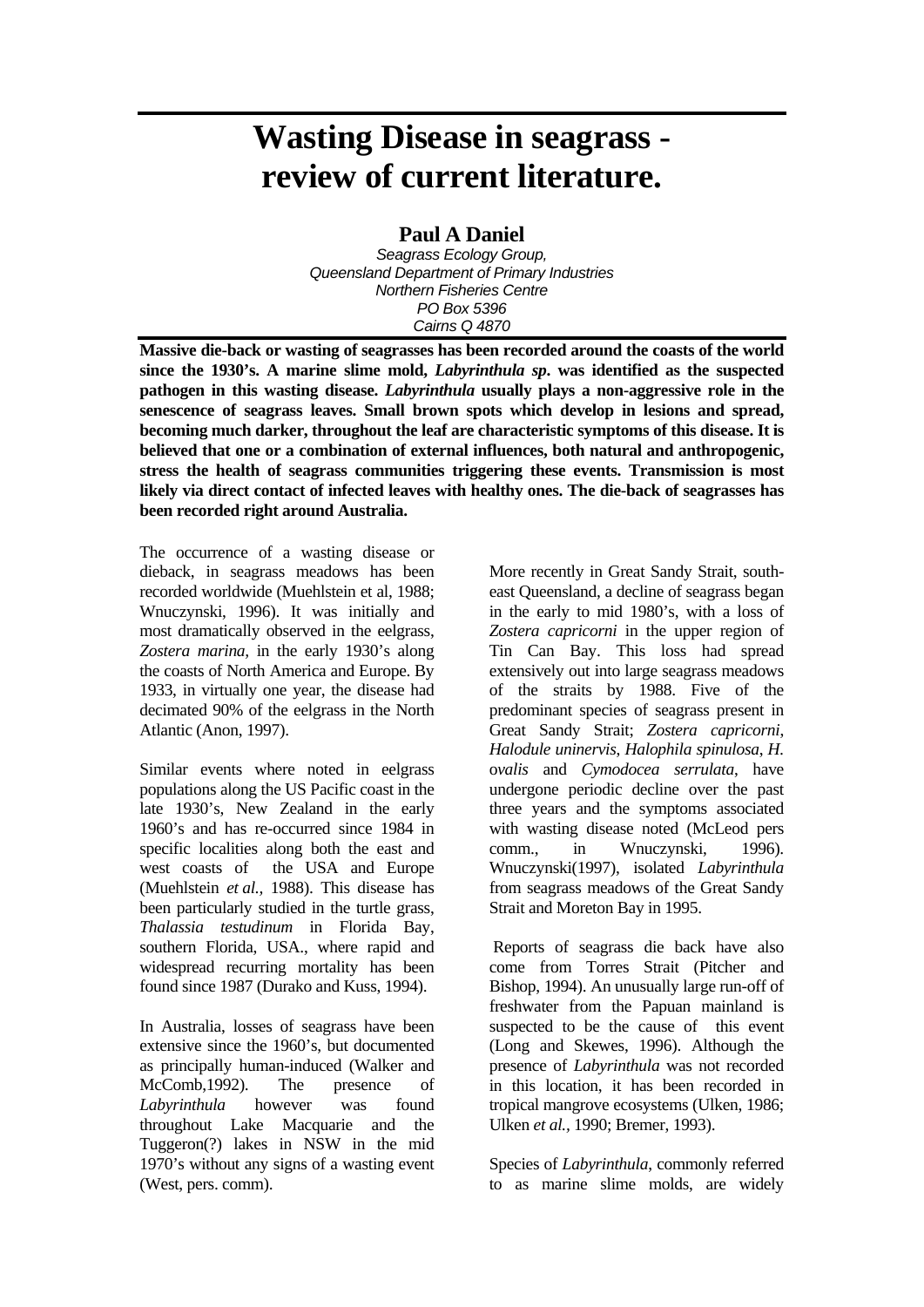# Wasting Disease in seagrass - review of current literature.

**Paul A Daniel**

*Seagrass Ecology Group,*
*Queensland Department of Primary Industries*
*Northern Fisheries Centre*
*PO Box 5396*
*Cairns Q 4870*

**Massive die-back or wasting of seagrasses has been recorded around the coasts of the world since the 1930's. A marine slime mold, *Labyrinthula sp*. was identified as the suspected pathogen in this wasting disease. *Labyrinthula* usually plays a non-aggressive role in the senescence of seagrass leaves. Small brown spots which develop in lesions and spread, becoming much darker, throughout the leaf are characteristic symptoms of this disease. It is believed that one or a combination of external influences, both natural and anthropogenic, stress the health of seagrass communities triggering these events. Transmission is most likely via direct contact of infected leaves with healthy ones. The die-back of seagrasses has been recorded right around Australia.**

The occurrence of a wasting disease or dieback, in seagrass meadows has been recorded worldwide (Muehlstein et al, 1988; Wnuczynski, 1996). It was initially and most dramatically observed in the eelgrass, *Zostera marina*, in the early 1930's along the coasts of North America and Europe. By 1933, in virtually one year, the disease had decimated 90% of the eelgrass in the North Atlantic (Anon, 1997).

Similar events where noted in eelgrass populations along the US Pacific coast in the late 1930's, New Zealand in the early 1960's and has re-occurred since 1984 in specific localities along both the east and west coasts of the USA and Europe (Muehlstein *et al.,* 1988). This disease has been particularly studied in the turtle grass, *Thalassia testudinum* in Florida Bay, southern Florida, USA., where rapid and widespread recurring mortality has been found since 1987 (Durako and Kuss, 1994).

In Australia, losses of seagrass have been extensive since the 1960's, but documented as principally human-induced (Walker and McComb,1992). The presence of *Labyrinthula* however was found throughout Lake Macquarie and the Tuggeron(?) lakes in NSW in the mid 1970's without any signs of a wasting event (West, pers. comm).

More recently in Great Sandy Strait, south-east Queensland, a decline of seagrass began in the early to mid 1980's, with a loss of *Zostera capricorni* in the upper region of Tin Can Bay. This loss had spread extensively out into large seagrass meadows of the straits by 1988. Five of the predominant species of seagrass present in Great Sandy Strait; *Zostera capricorni*, *Halodule uninervis*, *Halophila spinulosa*, *H. ovalis* and *Cymodocea serrulata*, have undergone periodic decline over the past three years and the symptoms associated with wasting disease noted (McLeod pers comm., in Wnuczynski, 1996). Wnuczynski(1997), isolated *Labyrinthula* from seagrass meadows of the Great Sandy Strait and Moreton Bay in 1995.

Reports of seagrass die back have also come from Torres Strait (Pitcher and Bishop, 1994). An unusually large run-off of freshwater from the Papuan mainland is suspected to be the cause of this event (Long and Skewes, 1996). Although the presence of *Labyrinthula* was not recorded in this location, it has been recorded in tropical mangrove ecosystems (Ulken, 1986; Ulken *et al.*, 1990; Bremer, 1993).

Species of *Labyrinthula*, commonly referred to as marine slime molds, are widely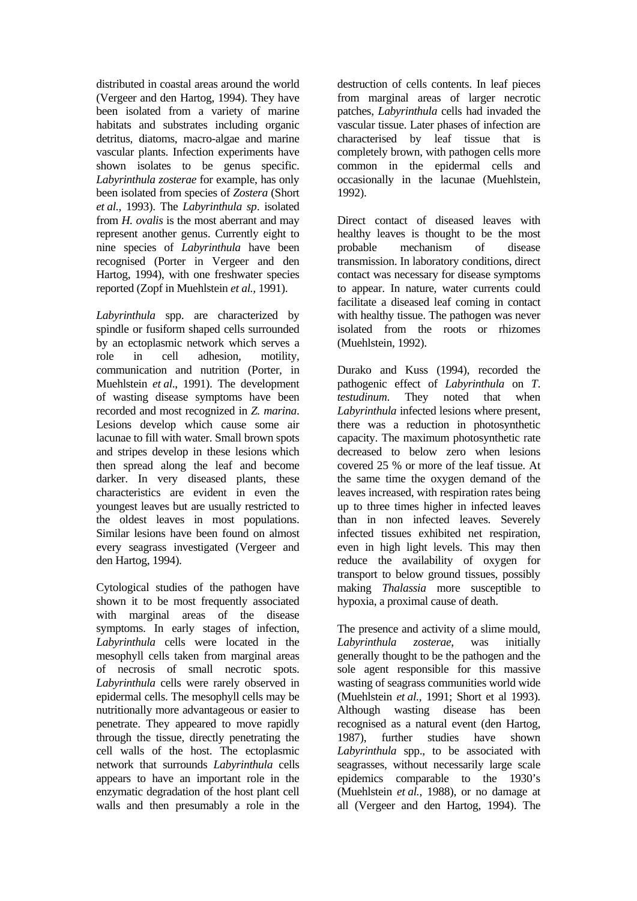distributed in coastal areas around the world (Vergeer and den Hartog, 1994). They have been isolated from a variety of marine habitats and substrates including organic detritus, diatoms, macro-algae and marine vascular plants. Infection experiments have shown isolates to be genus specific. *Labyrinthula zosterae* for example, has only been isolated from species of *Zostera* (Short *et al.,* 1993). The *Labyrinthula sp*. isolated from *H. ovalis* is the most aberrant and may represent another genus. Currently eight to nine species of *Labyrinthula* have been recognised (Porter in Vergeer and den Hartog, 1994), with one freshwater species reported (Zopf in Muehlstein *et al.,* 1991).

*Labyrinthula* spp. are characterized by spindle or fusiform shaped cells surrounded by an ectoplasmic network which serves a role in cell adhesion, motility, communication and nutrition (Porter, in Muehlstein *et al*., 1991). The development of wasting disease symptoms have been recorded and most recognized in *Z. marina*. Lesions develop which cause some air lacunae to fill with water. Small brown spots and stripes develop in these lesions which then spread along the leaf and become darker. In very diseased plants, these characteristics are evident in even the youngest leaves but are usually restricted to the oldest leaves in most populations. Similar lesions have been found on almost every seagrass investigated (Vergeer and den Hartog, 1994).

Cytological studies of the pathogen have shown it to be most frequently associated with marginal areas of the disease symptoms. In early stages of infection, *Labyrinthula* cells were located in the mesophyll cells taken from marginal areas of necrosis of small necrotic spots. *Labyrinthula* cells were rarely observed in epidermal cells. The mesophyll cells may be nutritionally more advantageous or easier to penetrate. They appeared to move rapidly through the tissue, directly penetrating the cell walls of the host. The ectoplasmic network that surrounds *Labyrinthula* cells appears to have an important role in the enzymatic degradation of the host plant cell walls and then presumably a role in the destruction of cells contents. In leaf pieces from marginal areas of larger necrotic patches, *Labyrinthula* cells had invaded the vascular tissue. Later phases of infection are characterised by leaf tissue that is completely brown, with pathogen cells more common in the epidermal cells and occasionally in the lacunae (Muehlstein, 1992).

Direct contact of diseased leaves with healthy leaves is thought to be the most probable mechanism of disease transmission. In laboratory conditions, direct contact was necessary for disease symptoms to appear. In nature, water currents could facilitate a diseased leaf coming in contact with healthy tissue. The pathogen was never isolated from the roots or rhizomes (Muehlstein, 1992).

Durako and Kuss (1994), recorded the pathogenic effect of *Labyrinthula* on *T. testudinum*. They noted that when *Labyrinthula* infected lesions where present, there was a reduction in photosynthetic capacity. The maximum photosynthetic rate decreased to below zero when lesions covered 25 % or more of the leaf tissue. At the same time the oxygen demand of the leaves increased, with respiration rates being up to three times higher in infected leaves than in non infected leaves. Severely infected tissues exhibited net respiration, even in high light levels. This may then reduce the availability of oxygen for transport to below ground tissues, possibly making *Thalassia* more susceptible to hypoxia, a proximal cause of death.

The presence and activity of a slime mould, *Labyrinthula zosterae*, was initially generally thought to be the pathogen and the sole agent responsible for this massive wasting of seagrass communities world wide (Muehlstein *et al.,* 1991; Short et al 1993). Although wasting disease has been recognised as a natural event (den Hartog, 1987), further studies have shown *Labyrinthula* spp., to be associated with seagrasses, without necessarily large scale epidemics comparable to the 1930's (Muehlstein *et al.,* 1988), or no damage at all (Vergeer and den Hartog, 1994). The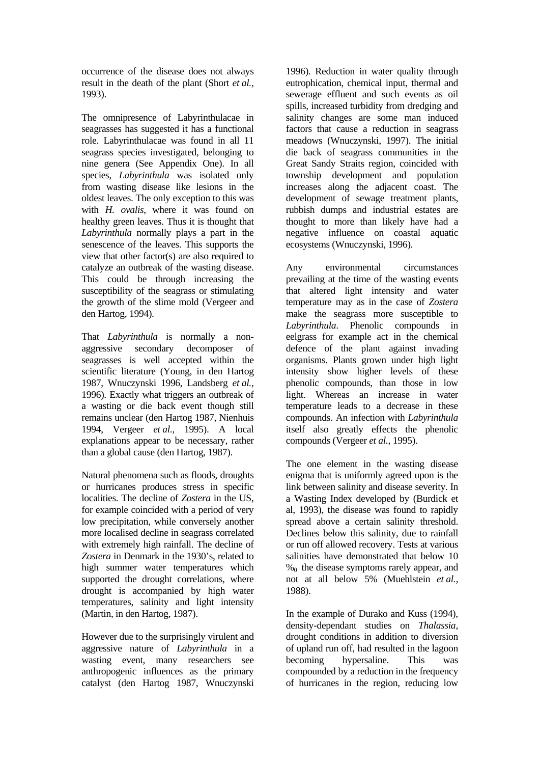occurrence of the disease does not always result in the death of the plant (Short *et al.*, 1993).

The omnipresence of Labyrinthulacae in seagrasses has suggested it has a functional role. Labyrinthulacae was found in all 11 seagrass species investigated, belonging to nine genera (See Appendix One). In all species, *Labyrinthula* was isolated only from wasting disease like lesions in the oldest leaves. The only exception to this was with *H. ovalis*, where it was found on healthy green leaves. Thus it is thought that *Labyrinthula* normally plays a part in the senescence of the leaves. This supports the view that other factor(s) are also required to catalyze an outbreak of the wasting disease. This could be through increasing the susceptibility of the seagrass or stimulating the growth of the slime mold (Vergeer and den Hartog, 1994).

That *Labyrinthula* is normally a non-aggressive secondary decomposer of seagrasses is well accepted within the scientific literature (Young, in den Hartog 1987, Wnuczynski 1996, Landsberg *et al.,* 1996). Exactly what triggers an outbreak of a wasting or die back event though still remains unclear (den Hartog 1987, Nienhuis 1994, Vergeer *et al.,* 1995). A local explanations appear to be necessary, rather than a global cause (den Hartog, 1987).

Natural phenomena such as floods, droughts or hurricanes produces stress in specific localities. The decline of *Zostera* in the US, for example coincided with a period of very low precipitation, while conversely another more localised decline in seagrass correlated with extremely high rainfall. The decline of *Zostera* in Denmark in the 1930's, related to high summer water temperatures which supported the drought correlations, where drought is accompanied by high water temperatures, salinity and light intensity (Martin, in den Hartog, 1987).

However due to the surprisingly virulent and aggressive nature of *Labyrinthula* in a wasting event, many researchers see anthropogenic influences as the primary catalyst (den Hartog 1987, Wnuczynski 1996). Reduction in water quality through eutrophication, chemical input, thermal and sewerage effluent and such events as oil spills, increased turbidity from dredging and salinity changes are some man induced factors that cause a reduction in seagrass meadows (Wnuczynski, 1997). The initial die back of seagrass communities in the Great Sandy Straits region, coincided with township development and population increases along the adjacent coast. The development of sewage treatment plants, rubbish dumps and industrial estates are thought to more than likely have had a negative influence on coastal aquatic ecosystems (Wnuczynski, 1996).

Any environmental circumstances prevailing at the time of the wasting events that altered light intensity and water temperature may as in the case of *Zostera* make the seagrass more susceptible to *Labyrinthula*. Phenolic compounds in eelgrass for example act in the chemical defence of the plant against invading organisms. Plants grown under high light intensity show higher levels of these phenolic compounds, than those in low light. Whereas an increase in water temperature leads to a decrease in these compounds. An infection with *Labyrinthula* itself also greatly effects the phenolic compounds (Vergeer *et al.,* 1995).

The one element in the wasting disease enigma that is uniformly agreed upon is the link between salinity and disease severity. In a Wasting Index developed by (Burdick et al, 1993), the disease was found to rapidly spread above a certain salinity threshold. Declines below this salinity, due to rainfall or run off allowed recovery. Tests at various salinities have demonstrated that below 10 $‰_0$ the disease symptoms rarely appear, and not at all below 5% (Muehlstein *et al.,* 1988).

In the example of Durako and Kuss (1994), density-dependant studies on *Thalassia*, drought conditions in addition to diversion of upland run off, had resulted in the lagoon becoming hypersaline. This was compounded by a reduction in the frequency of hurricanes in the region, reducing low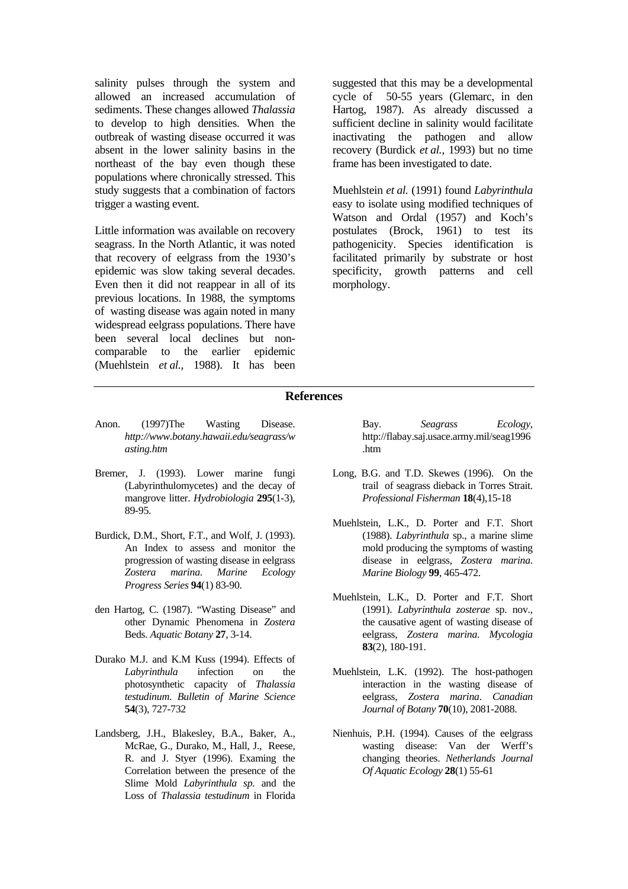salinity pulses through the system and allowed an increased accumulation of sediments. These changes allowed *Thalassia* to develop to high densities. When the outbreak of wasting disease occurred it was absent in the lower salinity basins in the northeast of the bay even though these populations where chronically stressed. This study suggests that a combination of factors trigger a wasting event.

Little information was available on recovery seagrass. In the North Atlantic, it was noted that recovery of eelgrass from the 1930's epidemic was slow taking several decades. Even then it did not reappear in all of its previous locations. In 1988, the symptoms of wasting disease was again noted in many widespread eelgrass populations. There have been several local declines but non-comparable to the earlier epidemic (Muehlstein *et al.*, 1988). It has been suggested that this may be a developmental cycle of 50-55 years (Glemarc, in den Hartog, 1987). As already discussed a sufficient decline in salinity would facilitate inactivating the pathogen and allow recovery (Burdick *et al.*, 1993) but no time frame has been investigated to date.

Muehlstein *et al.* (1991) found *Labyrinthula* easy to isolate using modified techniques of Watson and Ordal (1957) and Koch's postulates (Brock, 1961) to test its pathogenicity. Species identification is facilitated primarily by substrate or host specificity, growth patterns and cell morphology.

## References

Anon. (1997)The Wasting Disease. *http://www.botany.hawaii.edu/seagrass/wasting.htm*

Bremer, J. (1993). Lower marine fungi (Labyrinthulomycetes) and the decay of mangrove litter. *Hydrobiologia* **295**(1-3), 89-95.

Burdick, D.M., Short, F.T., and Wolf, J. (1993). An Index to assess and monitor the progression of wasting disease in eelgrass *Zostera marina*. *Marine Ecology Progress Series* **94**(1) 83-90.

den Hartog, C. (1987). "Wasting Disease" and other Dynamic Phenomena in *Zostera* Beds. *Aquatic Botany* **27**, 3-14.

Durako M.J. and K.M Kuss (1994). Effects of *Labyrinthula* infection on the photosynthetic capacity of *Thalassia testudinum*. *Bulletin of Marine Science* **54**(3), 727-732

Landsberg, J.H., Blakesley, B.A., Baker, A., McRae, G., Durako, M., Hall, J., Reese, R. and J. Styer (1996). Examing the Correlation between the presence of the Slime Mold *Labyrinthula sp.* and the Loss of *Thalassia testudinum* in Florida Bay. *Seagrass Ecology*, http://flabay.saj.usace.army.mil/seag1996.htm

Long, B.G. and T.D. Skewes (1996). On the trail of seagrass dieback in Torres Strait. *Professional Fisherman* **18**(4),15-18

Muehlstein, L.K., D. Porter and F.T. Short (1988). *Labyrinthula* sp., a marine slime mold producing the symptoms of wasting disease in eelgrass, *Zostera marina*. *Marine Biology* **99**, 465-472.

Muehlstein, L.K., D. Porter and F.T. Short (1991). *Labyrinthula zosterae* sp. nov., the causative agent of wasting disease of eelgrass, *Zostera marina*. *Mycologia* **83**(2), 180-191.

Muehlstein, L.K. (1992). The host-pathogen interaction in the wasting disease of eelgrass, *Zostera marina*. *Canadian Journal of Botany* **70**(10), 2081-2088.

Nienhuis, P.H. (1994). Causes of the eelgrass wasting disease: Van der Werff's changing theories. *Netherlands Journal Of Aquatic Ecology* **28**(1) 55-61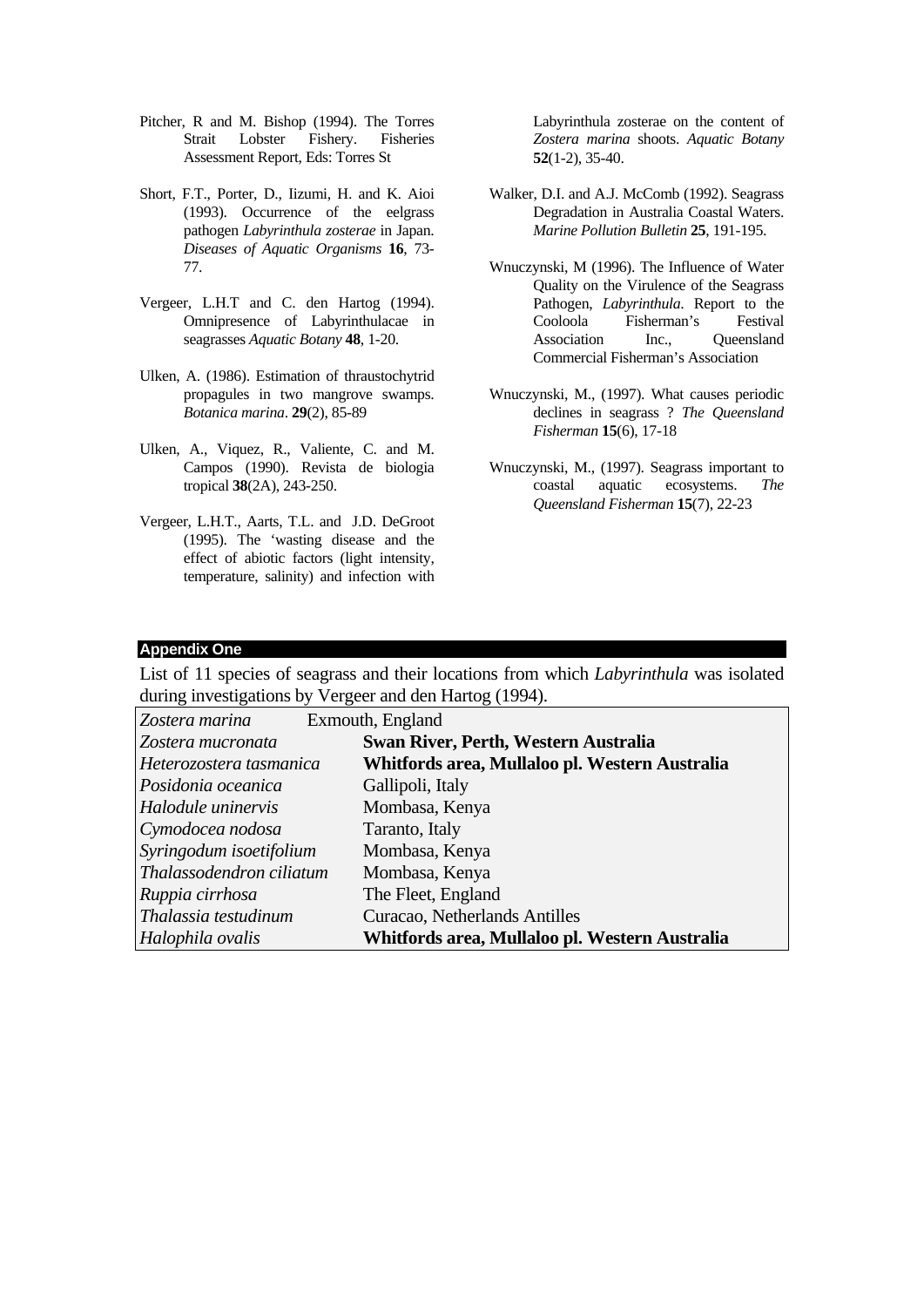Pitcher, R and M. Bishop (1994). The Torres Strait Lobster Fishery. Fisheries Assessment Report, Eds: Torres St

Short, F.T., Porter, D., Iizumi, H. and K. Aioi (1993). Occurrence of the eelgrass pathogen *Labyrinthula zosterae* in Japan. *Diseases of Aquatic Organisms* **16**, 73-77.

Vergeer, L.H.T and C. den Hartog (1994). Omnipresence of Labyrinthulacae in seagrasses *Aquatic Botany* **48**, 1-20.

Ulken, A. (1986). Estimation of thraustochytrid propagules in two mangrove swamps. *Botanica marina*. **29**(2), 85-89

Ulken, A., Viquez, R., Valiente, C. and M. Campos (1990). Revista de biologia tropical **38**(2A), 243-250.

Vergeer, L.H.T., Aarts, T.L. and J.D. DeGroot (1995). The 'wasting disease and the effect of abiotic factors (light intensity, temperature, salinity) and infection with Labyrinthula zosterae on the content of *Zostera marina* shoots. *Aquatic Botany* **52**(1-2), 35-40.

Walker, D.I. and A.J. McComb (1992). Seagrass Degradation in Australia Coastal Waters. *Marine Pollution Bulletin* **25**, 191-195.

Wnuczynski, M (1996). The Influence of Water Quality on the Virulence of the Seagrass Pathogen, *Labyrinthula*. Report to the Cooloola Fisherman's Festival Association Inc., Queensland Commercial Fisherman's Association

Wnuczynski, M., (1997). What causes periodic declines in seagrass ? *The Queensland Fisherman* **15**(6), 17-18

Wnuczynski, M., (1997). Seagrass important to coastal aquatic ecosystems. *The Queensland Fisherman* **15**(7), 22-23

## Appendix One

List of 11 species of seagrass and their locations from which *Labyrinthula* was isolated during investigations by Vergeer and den Hartog (1994).

| Species | Location |
|---|---|
| *Zostera marina* | Exmouth, England |
| *Zostera mucronata* | **Swan River, Perth, Western Australia** |
| *Heterozostera tasmanica* | **Whitfords area, Mullaloo pl. Western Australia** |
| *Posidonia oceanica* | Gallipoli, Italy |
| *Halodule uninervis* | Mombasa, Kenya |
| *Cymodocea nodosa* | Taranto, Italy |
| *Syringodum isoetifolium* | Mombasa, Kenya |
| *Thalassodendron ciliatum* | Mombasa, Kenya |
| *Ruppia cirrhosa* | The Fleet, England |
| *Thalassia testudinum* | Curacao, Netherlands Antilles |
| *Halophila ovalis* | **Whitfords area, Mullaloo pl. Western Australia** |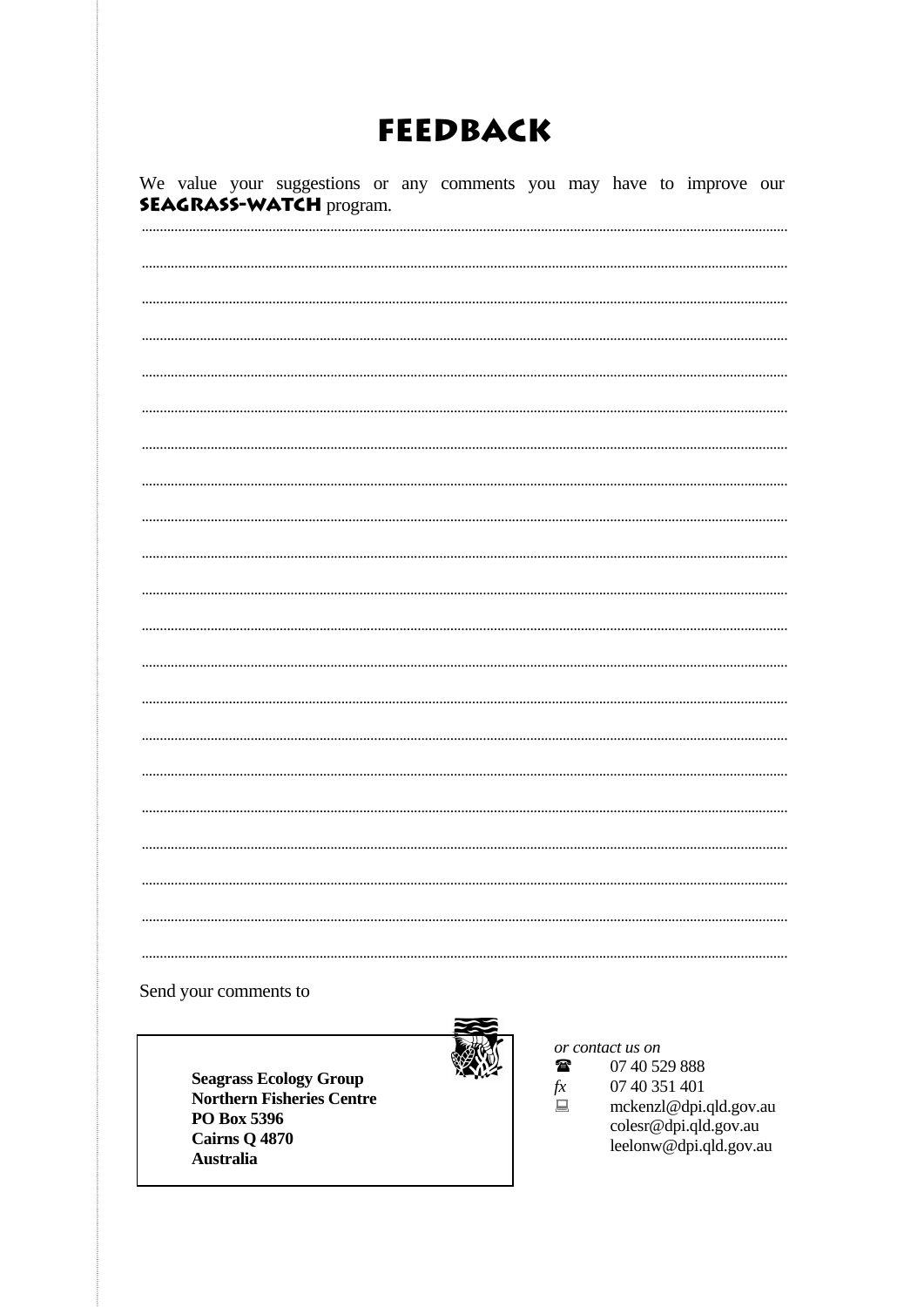# FEEDBACK

We value your suggestions or any comments you may have to improve our **SEAGRASS-WATCH** program.

.................................................................................................................................................................

.................................................................................................................................................................

.................................................................................................................................................................

.................................................................................................................................................................

.................................................................................................................................................................

.................................................................................................................................................................

.................................................................................................................................................................

.................................................................................................................................................................

.................................................................................................................................................................

.................................................................................................................................................................

.................................................................................................................................................................

.................................................................................................................................................................

.................................................................................................................................................................

.................................................................................................................................................................

.................................................................................................................................................................

.................................................................................................................................................................

.................................................................................................................................................................

.................................................................................................................................................................

.................................................................................................................................................................

.................................................................................................................................................................

.................................................................................................................................................................

Send your comments to

**Seagrass Ecology Group**
**Northern Fisheries Centre**
**PO Box 5396**
**Cairns Q 4870**
**Australia**

*or contact us on*

☎ 07 40 529 888

*fx* 07 40 351 401

mckenzl@dpi.qld.gov.au
colesr@dpi.qld.gov.au
leelonw@dpi.qld.gov.au